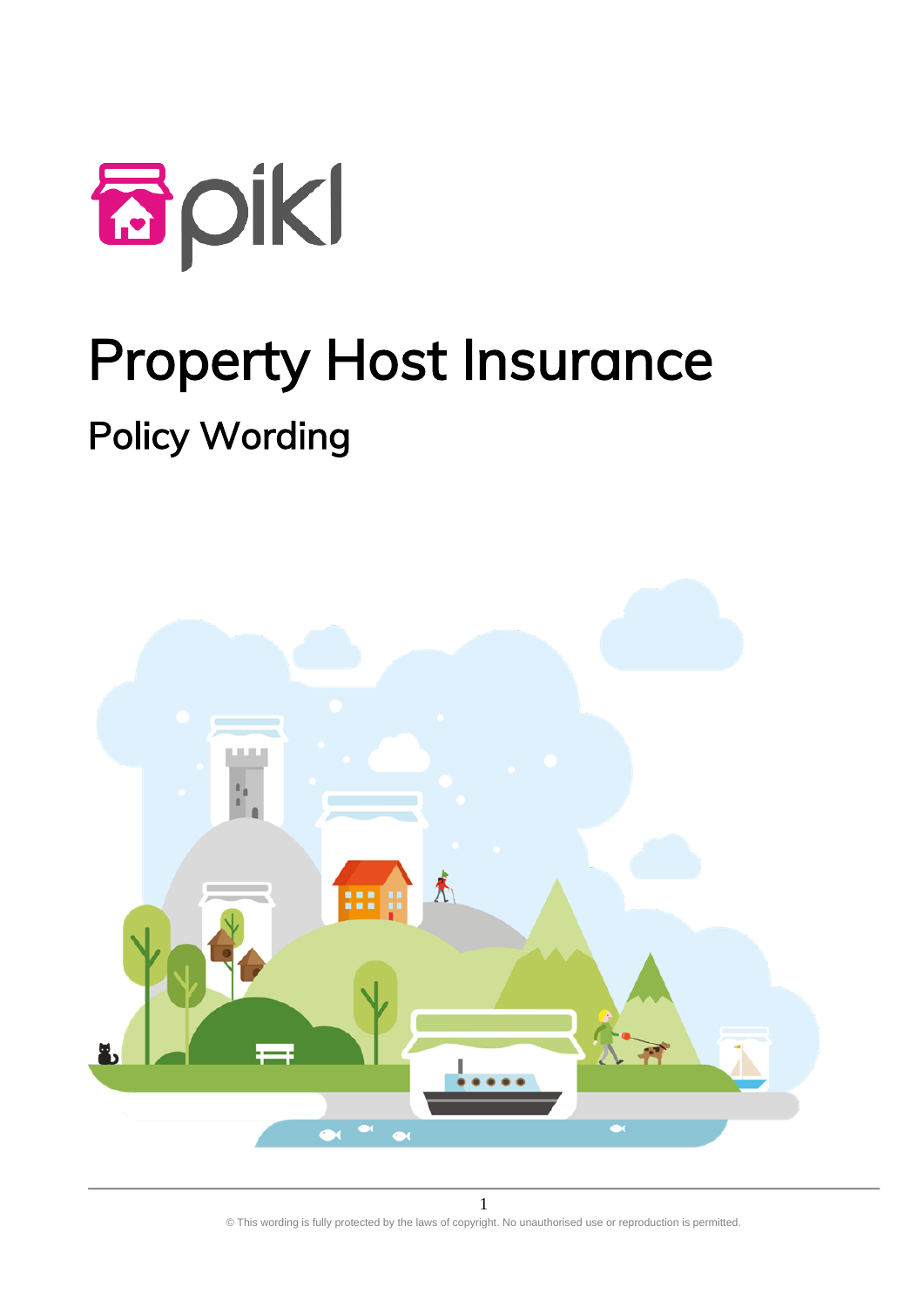# Property Host Insurance

## Policy Wording

© This wording is fully protected by the laws of copyright. No unauthorised use or reproduction is permitted.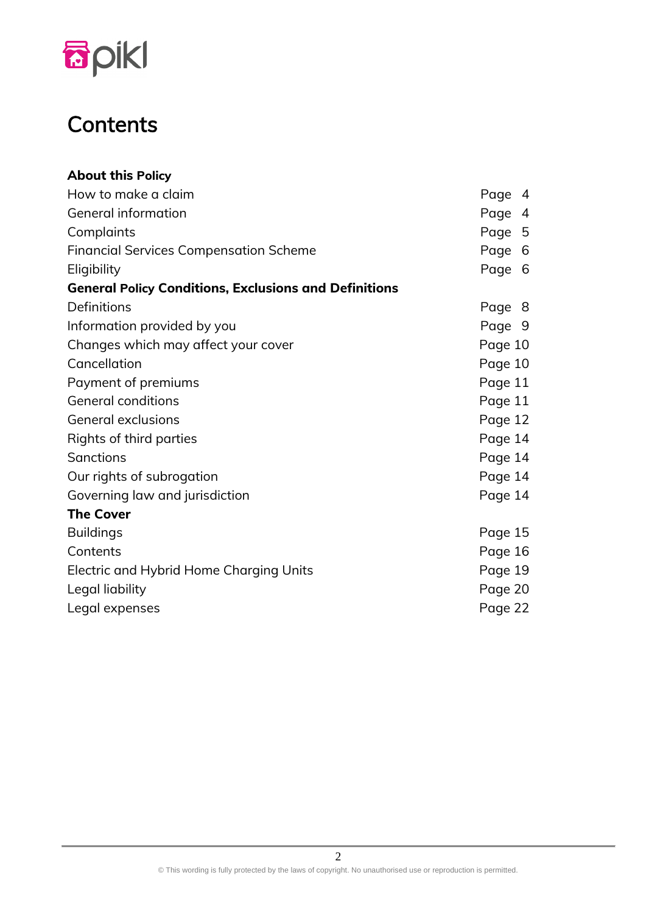# Contents

| | |
|---|---|
| **About this Policy** | |
| How to make a claim | Page 4 |
| General information | Page 4 |
| Complaints | Page 5 |
| Financial Services Compensation Scheme | Page 6 |
| Eligibility | Page 6 |
| **General Policy Conditions, Exclusions and Definitions** | |
| Definitions | Page 8 |
| Information provided by you | Page 9 |
| Changes which may affect your cover | Page 10 |
| Cancellation | Page 10 |
| Payment of premiums | Page 11 |
| General conditions | Page 11 |
| General exclusions | Page 12 |
| Rights of third parties | Page 14 |
| Sanctions | Page 14 |
| Our rights of subrogation | Page 14 |
| Governing law and jurisdiction | Page 14 |
| **The Cover** | |
| Buildings | Page 15 |
| Contents | Page 16 |
| Electric and Hybrid Home Charging Units | Page 19 |
| Legal liability | Page 20 |
| Legal expenses | Page 22 |

© This wording is fully protected by the laws of copyright. No unauthorised use or reproduction is permitted.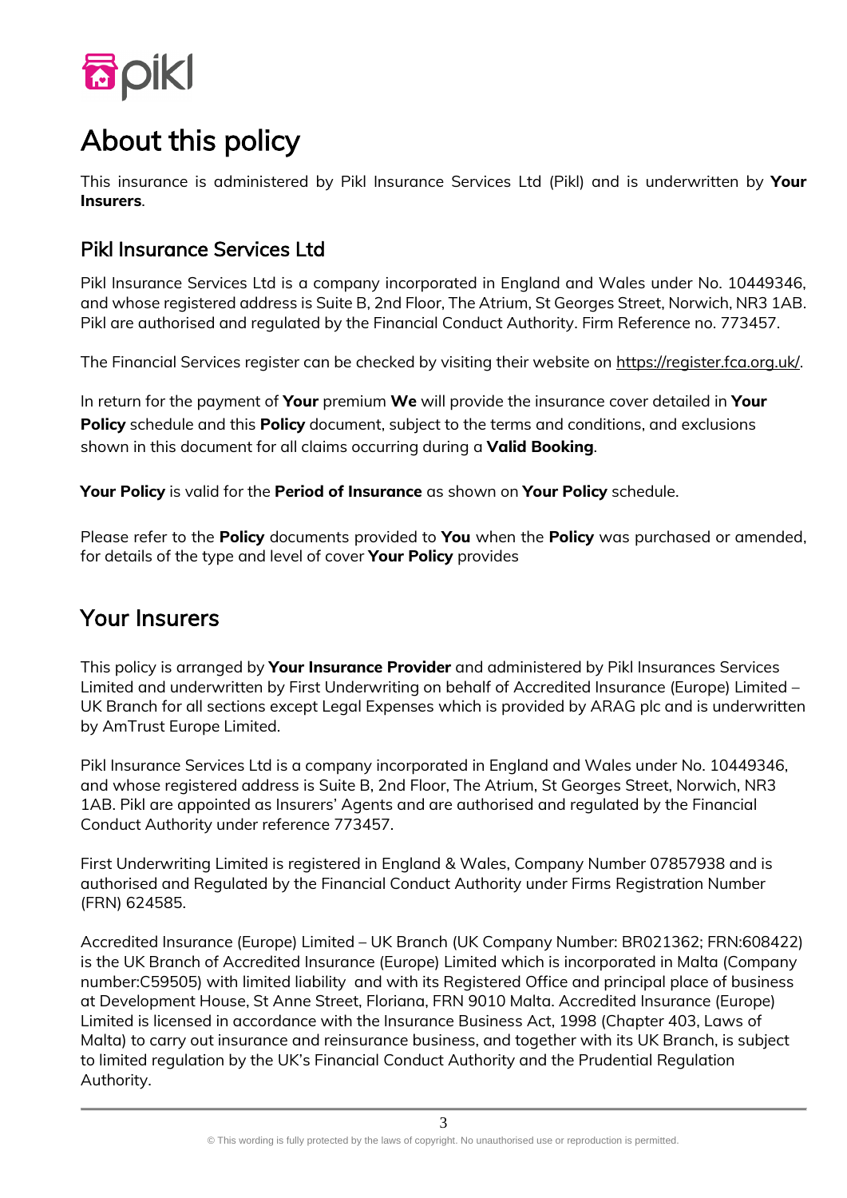# About this policy

This insurance is administered by Pikl Insurance Services Ltd (Pikl) and is underwritten by **Your Insurers**.

## Pikl Insurance Services Ltd

Pikl Insurance Services Ltd is a company incorporated in England and Wales under No. 10449346, and whose registered address is Suite B, 2nd Floor, The Atrium, St Georges Street, Norwich, NR3 1AB. Pikl are authorised and regulated by the Financial Conduct Authority. Firm Reference no. 773457.

The Financial Services register can be checked by visiting their website on https://register.fca.org.uk/.

In return for the payment of **Your** premium **We** will provide the insurance cover detailed in **Your Policy** schedule and this **Policy** document, subject to the terms and conditions, and exclusions shown in this document for all claims occurring during a **Valid Booking**.

**Your Policy** is valid for the **Period of Insurance** as shown on **Your Policy** schedule.

Please refer to the **Policy** documents provided to **You** when the **Policy** was purchased or amended, for details of the type and level of cover **Your Policy** provides

## Your Insurers

This policy is arranged by **Your Insurance Provider** and administered by Pikl Insurances Services Limited and underwritten by First Underwriting on behalf of Accredited Insurance (Europe) Limited – UK Branch for all sections except Legal Expenses which is provided by ARAG plc and is underwritten by AmTrust Europe Limited.

Pikl Insurance Services Ltd is a company incorporated in England and Wales under No. 10449346, and whose registered address is Suite B, 2nd Floor, The Atrium, St Georges Street, Norwich, NR3 1AB. Pikl are appointed as Insurers' Agents and are authorised and regulated by the Financial Conduct Authority under reference 773457.

First Underwriting Limited is registered in England & Wales, Company Number 07857938 and is authorised and Regulated by the Financial Conduct Authority under Firms Registration Number (FRN) 624585.

Accredited Insurance (Europe) Limited – UK Branch (UK Company Number: BR021362; FRN:608422) is the UK Branch of Accredited Insurance (Europe) Limited which is incorporated in Malta (Company number:C59505) with limited liability and with its Registered Office and principal place of business at Development House, St Anne Street, Floriana, FRN 9010 Malta. Accredited Insurance (Europe) Limited is licensed in accordance with the Insurance Business Act, 1998 (Chapter 403, Laws of Malta) to carry out insurance and reinsurance business, and together with its UK Branch, is subject to limited regulation by the UK's Financial Conduct Authority and the Prudential Regulation Authority.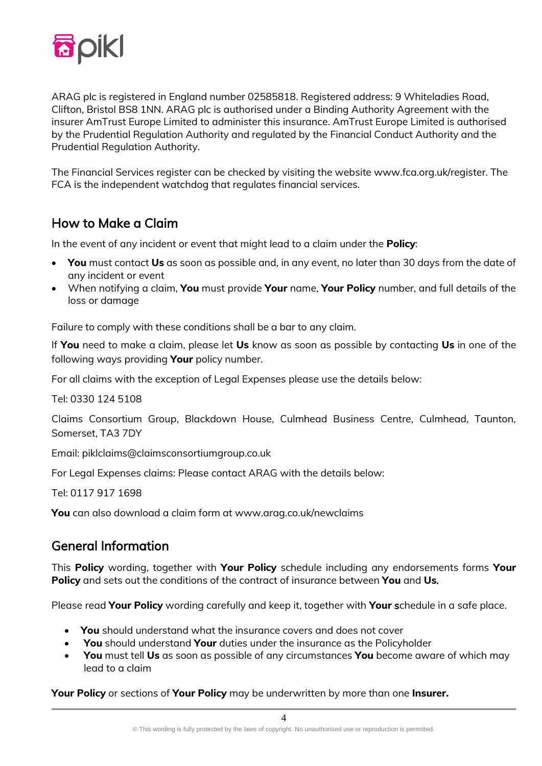ARAG plc is registered in England number 02585818. Registered address: 9 Whiteladies Road, Clifton, Bristol BS8 1NN. ARAG plc is authorised under a Binding Authority Agreement with the insurer AmTrust Europe Limited to administer this insurance. AmTrust Europe Limited is authorised by the Prudential Regulation Authority and regulated by the Financial Conduct Authority and the Prudential Regulation Authority.

The Financial Services register can be checked by visiting the website www.fca.org.uk/register. The FCA is the independent watchdog that regulates financial services.

## How to Make a Claim

In the event of any incident or event that might lead to a claim under the **Policy**:

- **You** must contact **Us** as soon as possible and, in any event, no later than 30 days from the date of any incident or event
- When notifying a claim, **You** must provide **Your** name, **Your Policy** number, and full details of the loss or damage

Failure to comply with these conditions shall be a bar to any claim.

If **You** need to make a claim, please let **Us** know as soon as possible by contacting **Us** in one of the following ways providing **Your** policy number.

For all claims with the exception of Legal Expenses please use the details below:

Tel: 0330 124 5108

Claims Consortium Group, Blackdown House, Culmhead Business Centre, Culmhead, Taunton, Somerset, TA3 7DY

Email: piklclaims@claimsconsortiumgroup.co.uk

For Legal Expenses claims: Please contact ARAG with the details below:

Tel: 0117 917 1698

**You** can also download a claim form at www.arag.co.uk/newclaims

## General Information

This **Policy** wording, together with **Your Policy** schedule including any endorsements forms **Your Policy** and sets out the conditions of the contract of insurance between **You** and **Us.**

Please read **Your Policy** wording carefully and keep it, together with **Your** schedule in a safe place.

- **You** should understand what the insurance covers and does not cover
- **You** should understand **Your** duties under the insurance as the Policyholder
- **You** must tell **Us** as soon as possible of any circumstances **You** become aware of which may lead to a claim

**Your Policy** or sections of **Your Policy** may be underwritten by more than one **Insurer.**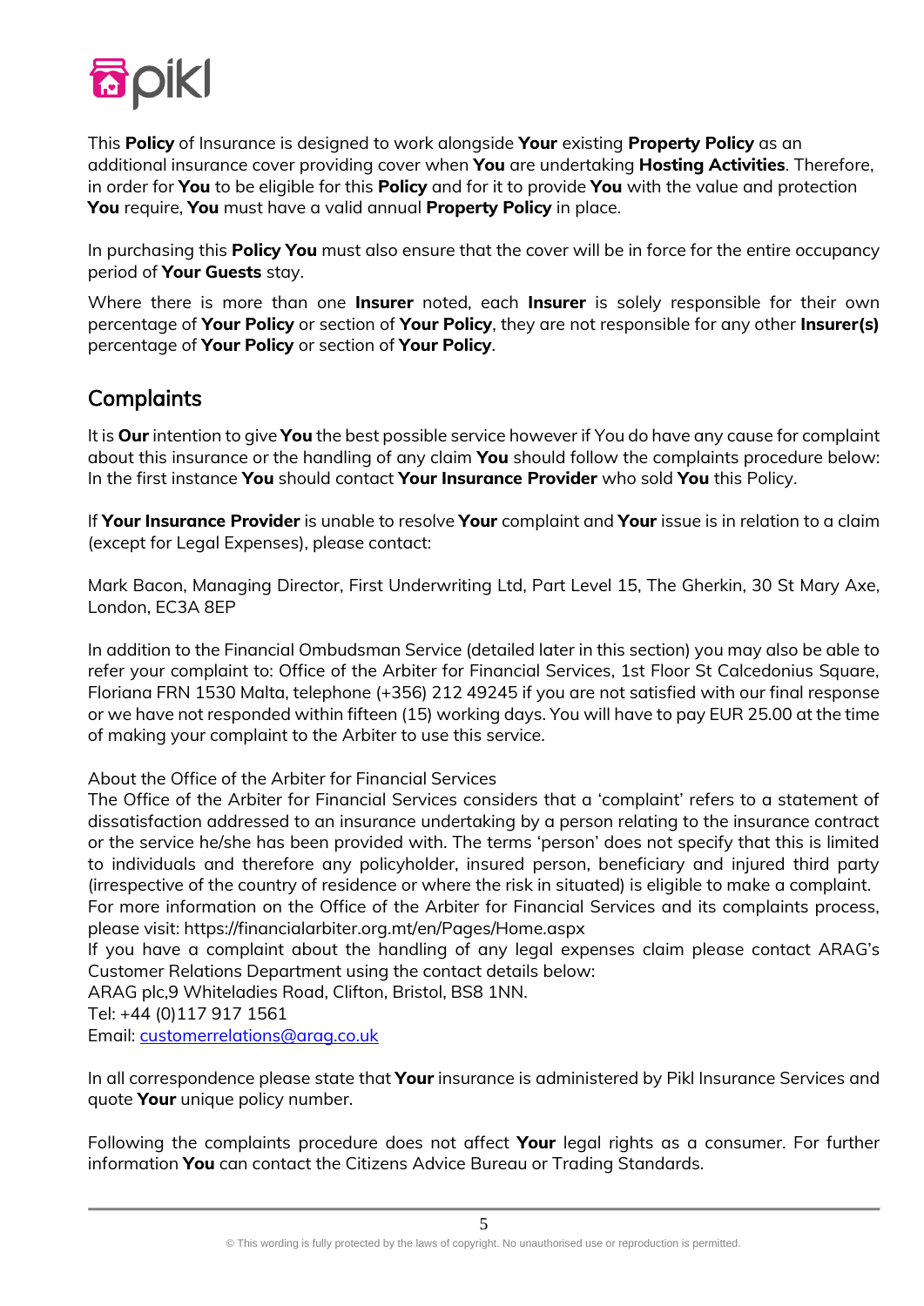This **Policy** of Insurance is designed to work alongside **Your** existing **Property Policy** as an additional insurance cover providing cover when **You** are undertaking **Hosting Activities**. Therefore, in order for **You** to be eligible for this **Policy** and for it to provide **You** with the value and protection **You** require, **You** must have a valid annual **Property Policy** in place.

In purchasing this **Policy You** must also ensure that the cover will be in force for the entire occupancy period of **Your Guests** stay.

Where there is more than one **Insurer** noted, each **Insurer** is solely responsible for their own percentage of **Your Policy** or section of **Your Policy**, they are not responsible for any other **Insurer(s)** percentage of **Your Policy** or section of **Your Policy**.

## Complaints

It is **Our** intention to give **You** the best possible service however if You do have any cause for complaint about this insurance or the handling of any claim **You** should follow the complaints procedure below: In the first instance **You** should contact **Your Insurance Provider** who sold **You** this Policy.

If **Your Insurance Provider** is unable to resolve **Your** complaint and **Your** issue is in relation to a claim (except for Legal Expenses), please contact:

Mark Bacon, Managing Director, First Underwriting Ltd, Part Level 15, The Gherkin, 30 St Mary Axe, London, EC3A 8EP

In addition to the Financial Ombudsman Service (detailed later in this section) you may also be able to refer your complaint to: Office of the Arbiter for Financial Services, 1st Floor St Calcedonius Square, Floriana FRN 1530 Malta, telephone (+356) 212 49245 if you are not satisfied with our final response or we have not responded within fifteen (15) working days. You will have to pay EUR 25.00 at the time of making your complaint to the Arbiter to use this service.

About the Office of the Arbiter for Financial Services
The Office of the Arbiter for Financial Services considers that a 'complaint' refers to a statement of dissatisfaction addressed to an insurance undertaking by a person relating to the insurance contract or the service he/she has been provided with. The terms 'person' does not specify that this is limited to individuals and therefore any policyholder, insured person, beneficiary and injured third party (irrespective of the country of residence or where the risk in situated) is eligible to make a complaint.
For more information on the Office of the Arbiter for Financial Services and its complaints process, please visit: https://financialarbiter.org.mt/en/Pages/Home.aspx
If you have a complaint about the handling of any legal expenses claim please contact ARAG's Customer Relations Department using the contact details below:
ARAG plc,9 Whiteladies Road, Clifton, Bristol, BS8 1NN.
Tel: +44 (0)117 917 1561
Email: customerrelations@arag.co.uk

In all correspondence please state that **Your** insurance is administered by Pikl Insurance Services and quote **Your** unique policy number.

Following the complaints procedure does not affect **Your** legal rights as a consumer. For further information **You** can contact the Citizens Advice Bureau or Trading Standards.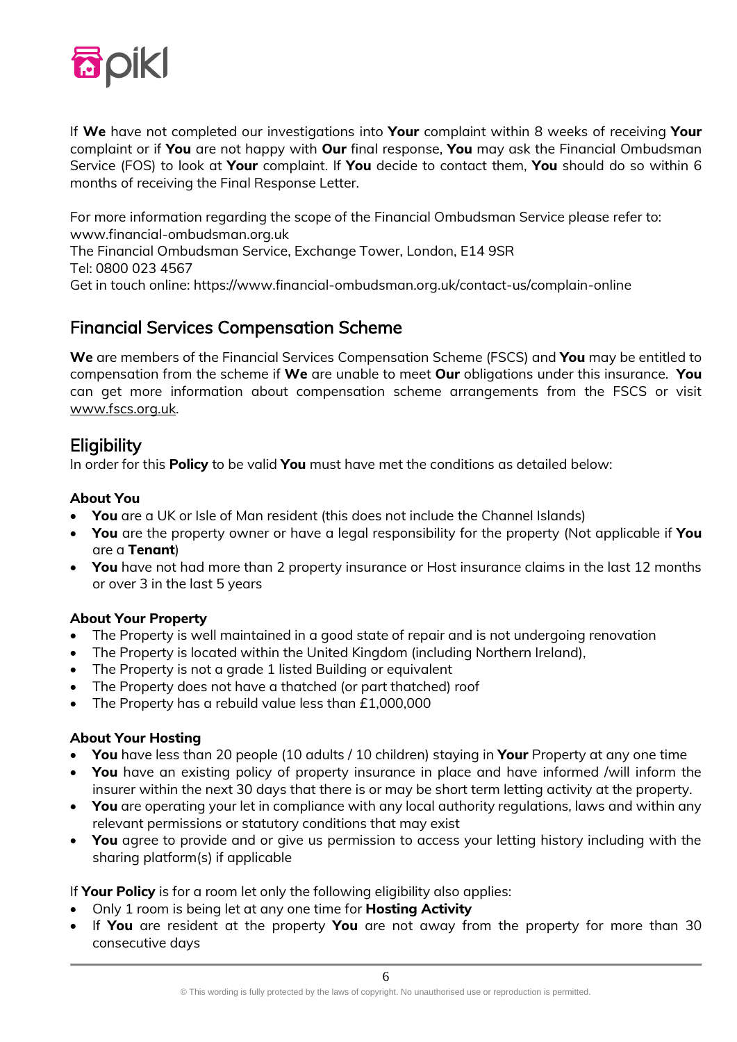If **We** have not completed our investigations into **Your** complaint within 8 weeks of receiving **Your** complaint or if **You** are not happy with **Our** final response, **You** may ask the Financial Ombudsman Service (FOS) to look at **Your** complaint. If **You** decide to contact them, **You** should do so within 6 months of receiving the Final Response Letter.

For more information regarding the scope of the Financial Ombudsman Service please refer to:
www.financial-ombudsman.org.uk
The Financial Ombudsman Service, Exchange Tower, London, E14 9SR
Tel: 0800 023 4567
Get in touch online: https://www.financial-ombudsman.org.uk/contact-us/complain-online

## Financial Services Compensation Scheme

**We** are members of the Financial Services Compensation Scheme (FSCS) and **You** may be entitled to compensation from the scheme if **We** are unable to meet **Our** obligations under this insurance. **You** can get more information about compensation scheme arrangements from the FSCS or visit www.fscs.org.uk.

## Eligibility

In order for this **Policy** to be valid **You** must have met the conditions as detailed below:

**About You**

- **You** are a UK or Isle of Man resident (this does not include the Channel Islands)
- **You** are the property owner or have a legal responsibility for the property (Not applicable if **You** are a **Tenant**)
- **You** have not had more than 2 property insurance or Host insurance claims in the last 12 months or over 3 in the last 5 years

**About Your Property**

- The Property is well maintained in a good state of repair and is not undergoing renovation
- The Property is located within the United Kingdom (including Northern Ireland),
- The Property is not a grade 1 listed Building or equivalent
- The Property does not have a thatched (or part thatched) roof
- The Property has a rebuild value less than £1,000,000

**About Your Hosting**

- **You** have less than 20 people (10 adults / 10 children) staying in **Your** Property at any one time
- **You** have an existing policy of property insurance in place and have informed /will inform the insurer within the next 30 days that there is or may be short term letting activity at the property.
- **You** are operating your let in compliance with any local authority regulations, laws and within any relevant permissions or statutory conditions that may exist
- **You** agree to provide and or give us permission to access your letting history including with the sharing platform(s) if applicable

If **Your Policy** is for a room let only the following eligibility also applies:

- Only 1 room is being let at any one time for **Hosting Activity**
- If **You** are resident at the property **You** are not away from the property for more than 30 consecutive days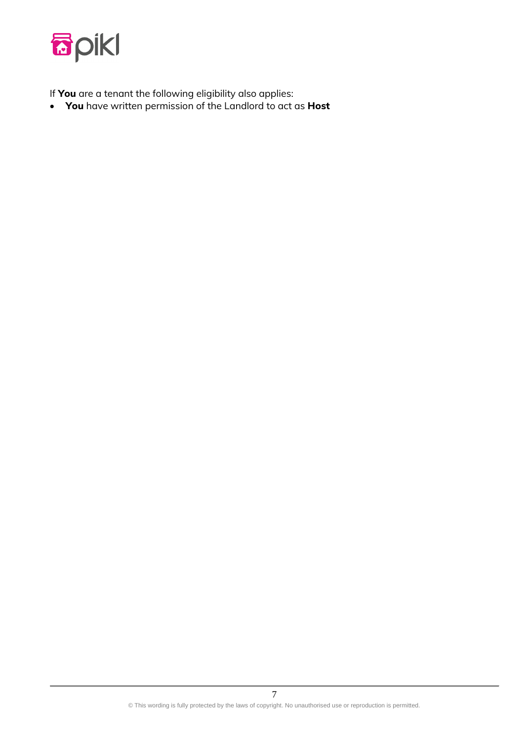If **You** are a tenant the following eligibility also applies:

- **You** have written permission of the Landlord to act as **Host**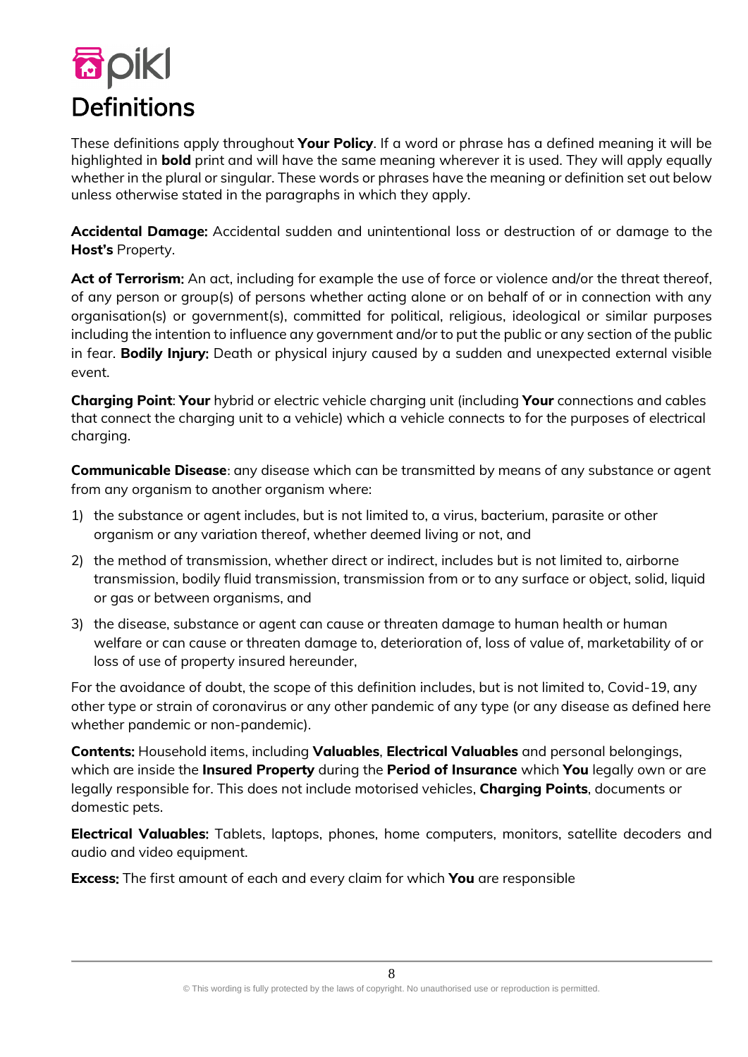# Definitions

These definitions apply throughout **Your Policy**. If a word or phrase has a defined meaning it will be highlighted in **bold** print and will have the same meaning wherever it is used. They will apply equally whether in the plural or singular. These words or phrases have the meaning or definition set out below unless otherwise stated in the paragraphs in which they apply.

**Accidental Damage:** Accidental sudden and unintentional loss or destruction of or damage to the **Host's** Property.

**Act of Terrorism:** An act, including for example the use of force or violence and/or the threat thereof, of any person or group(s) of persons whether acting alone or on behalf of or in connection with any organisation(s) or government(s), committed for political, religious, ideological or similar purposes including the intention to influence any government and/or to put the public or any section of the public in fear. **Bodily Injury:** Death or physical injury caused by a sudden and unexpected external visible event.

**Charging Point**: **Your** hybrid or electric vehicle charging unit (including **Your** connections and cables that connect the charging unit to a vehicle) which a vehicle connects to for the purposes of electrical charging.

**Communicable Disease**: any disease which can be transmitted by means of any substance or agent from any organism to another organism where:

1) the substance or agent includes, but is not limited to, a virus, bacterium, parasite or other organism or any variation thereof, whether deemed living or not, and
2) the method of transmission, whether direct or indirect, includes but is not limited to, airborne transmission, bodily fluid transmission, transmission from or to any surface or object, solid, liquid or gas or between organisms, and
3) the disease, substance or agent can cause or threaten damage to human health or human welfare or can cause or threaten damage to, deterioration of, loss of value of, marketability of or loss of use of property insured hereunder,

For the avoidance of doubt, the scope of this definition includes, but is not limited to, Covid-19, any other type or strain of coronavirus or any other pandemic of any type (or any disease as defined here whether pandemic or non-pandemic).

**Contents:** Household items, including **Valuables**, **Electrical Valuables** and personal belongings, which are inside the **Insured Property** during the **Period of Insurance** which **You** legally own or are legally responsible for. This does not include motorised vehicles, **Charging Points**, documents or domestic pets.

**Electrical Valuables:** Tablets, laptops, phones, home computers, monitors, satellite decoders and audio and video equipment.

**Excess:** The first amount of each and every claim for which **You** are responsible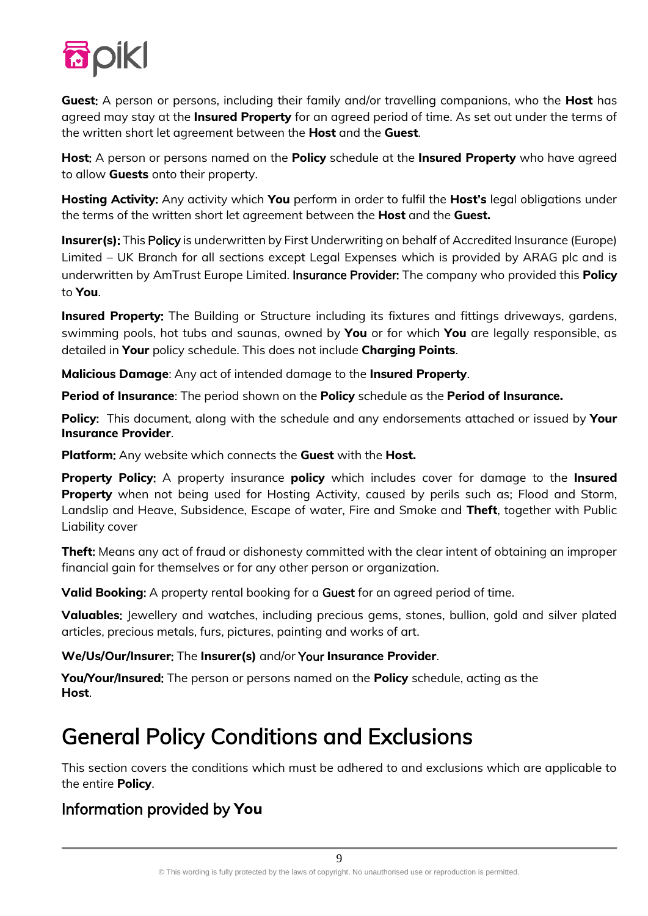**Guest:** A person or persons, including their family and/or travelling companions, who the **Host** has agreed may stay at the **Insured Property** for an agreed period of time. As set out under the terms of the written short let agreement between the **Host** and the **Guest**.

**Host:** A person or persons named on the **Policy** schedule at the **Insured Property** who have agreed to allow **Guests** onto their property.

**Hosting Activity:** Any activity which **You** perform in order to fulfil the **Host's** legal obligations under the terms of the written short let agreement between the **Host** and the **Guest.**

**Insurer(s):** This Policy is underwritten by First Underwriting on behalf of Accredited Insurance (Europe) Limited – UK Branch for all sections except Legal Expenses which is provided by ARAG plc and is underwritten by AmTrust Europe Limited. Insurance Provider: The company who provided this **Policy** to **You**.

**Insured Property:** The Building or Structure including its fixtures and fittings driveways, gardens, swimming pools, hot tubs and saunas, owned by **You** or for which **You** are legally responsible, as detailed in **Your** policy schedule. This does not include **Charging Points**.

**Malicious Damage**: Any act of intended damage to the **Insured Property**.

**Period of Insurance**: The period shown on the **Policy** schedule as the **Period of Insurance.**

**Policy:** This document, along with the schedule and any endorsements attached or issued by **Your Insurance Provider**.

**Platform:** Any website which connects the **Guest** with the **Host.**

**Property Policy:** A property insurance **policy** which includes cover for damage to the **Insured Property** when not being used for Hosting Activity, caused by perils such as; Flood and Storm, Landslip and Heave, Subsidence, Escape of water, Fire and Smoke and **Theft**, together with Public Liability cover

**Theft:** Means any act of fraud or dishonesty committed with the clear intent of obtaining an improper financial gain for themselves or for any other person or organization.

**Valid Booking:** A property rental booking for a Guest for an agreed period of time.

**Valuables:** Jewellery and watches, including precious gems, stones, bullion, gold and silver plated articles, precious metals, furs, pictures, painting and works of art.

**We/Us/Our/Insurer:** The **Insurer(s)** and/or Your **Insurance Provider**.

**You/Your/Insured:** The person or persons named on the **Policy** schedule, acting as the **Host**.

# General Policy Conditions and Exclusions

This section covers the conditions which must be adhered to and exclusions which are applicable to the entire **Policy**.

## Information provided by **You**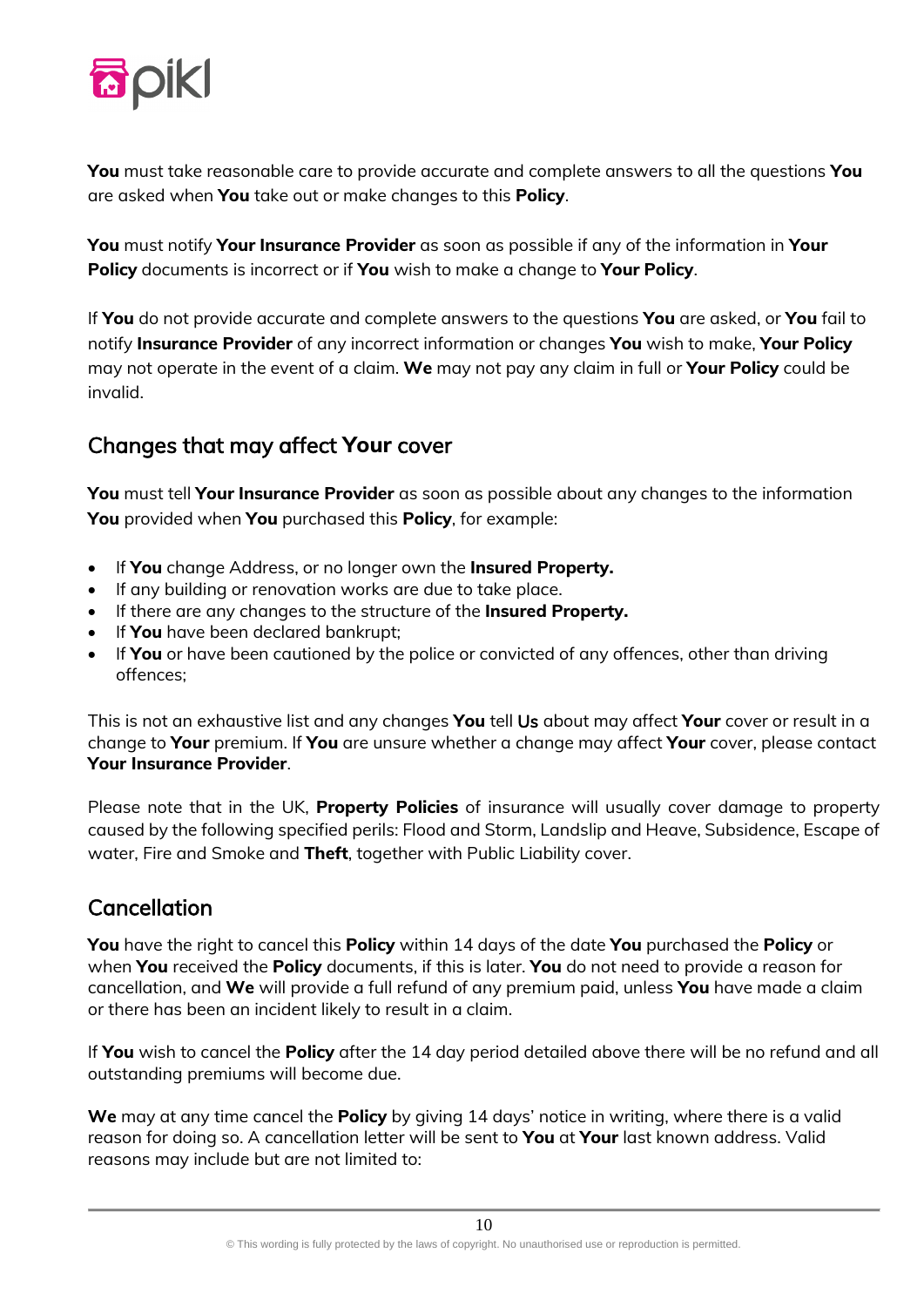**You** must take reasonable care to provide accurate and complete answers to all the questions **You** are asked when **You** take out or make changes to this **Policy**.

**You** must notify **Your Insurance Provider** as soon as possible if any of the information in **Your Policy** documents is incorrect or if **You** wish to make a change to **Your Policy**.

If **You** do not provide accurate and complete answers to the questions **You** are asked, or **You** fail to notify **Insurance Provider** of any incorrect information or changes **You** wish to make, **Your Policy** may not operate in the event of a claim. **We** may not pay any claim in full or **Your Policy** could be invalid.

## Changes that may affect **Your** cover

**You** must tell **Your Insurance Provider** as soon as possible about any changes to the information **You** provided when **You** purchased this **Policy**, for example:

- If **You** change Address, or no longer own the **Insured Property.**
- If any building or renovation works are due to take place.
- If there are any changes to the structure of the **Insured Property.**
- If **You** have been declared bankrupt;
- If **You** or have been cautioned by the police or convicted of any offences, other than driving offences;

This is not an exhaustive list and any changes **You** tell Us about may affect **Your** cover or result in a change to **Your** premium. If **You** are unsure whether a change may affect **Your** cover, please contact **Your Insurance Provider**.

Please note that in the UK, **Property Policies** of insurance will usually cover damage to property caused by the following specified perils: Flood and Storm, Landslip and Heave, Subsidence, Escape of water, Fire and Smoke and **Theft**, together with Public Liability cover.

## Cancellation

**You** have the right to cancel this **Policy** within 14 days of the date **You** purchased the **Policy** or when **You** received the **Policy** documents, if this is later. **You** do not need to provide a reason for cancellation, and **We** will provide a full refund of any premium paid, unless **You** have made a claim or there has been an incident likely to result in a claim.

If **You** wish to cancel the **Policy** after the 14 day period detailed above there will be no refund and all outstanding premiums will become due.

**We** may at any time cancel the **Policy** by giving 14 days' notice in writing, where there is a valid reason for doing so. A cancellation letter will be sent to **You** at **Your** last known address. Valid reasons may include but are not limited to: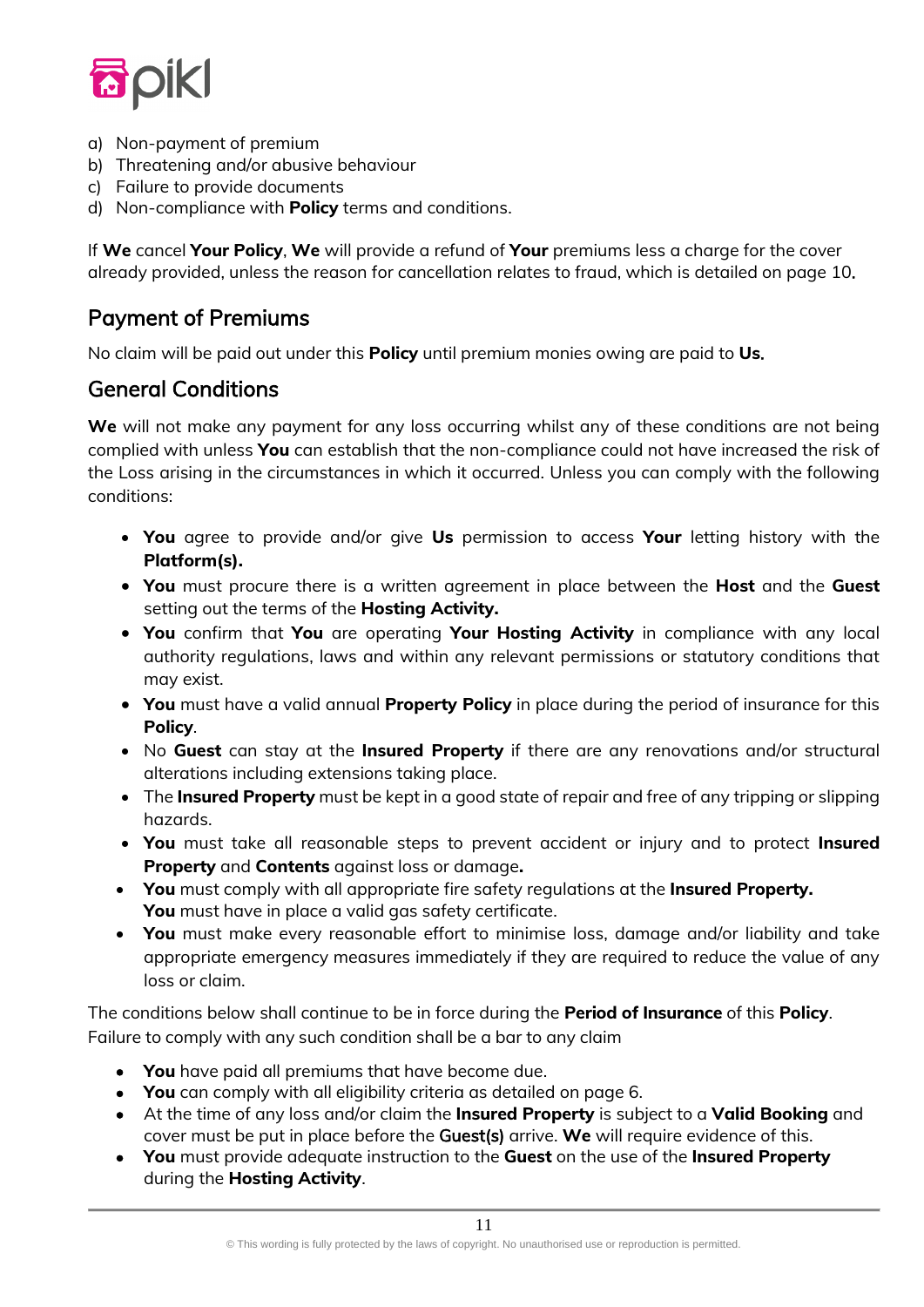a) Non-payment of premium
b) Threatening and/or abusive behaviour
c) Failure to provide documents
d) Non-compliance with **Policy** terms and conditions.

If **We** cancel **Your Policy**, **We** will provide a refund of **Your** premiums less a charge for the cover already provided, unless the reason for cancellation relates to fraud, which is detailed on page 10.

## Payment of Premiums

No claim will be paid out under this **Policy** until premium monies owing are paid to **Us**.

## General Conditions

**We** will not make any payment for any loss occurring whilst any of these conditions are not being complied with unless **You** can establish that the non-compliance could not have increased the risk of the Loss arising in the circumstances in which it occurred. Unless you can comply with the following conditions:

- **You** agree to provide and/or give **Us** permission to access **Your** letting history with the **Platform(s).**
- **You** must procure there is a written agreement in place between the **Host** and the **Guest** setting out the terms of the **Hosting Activity.**
- **You** confirm that **You** are operating **Your Hosting Activity** in compliance with any local authority regulations, laws and within any relevant permissions or statutory conditions that may exist.
- **You** must have a valid annual **Property Policy** in place during the period of insurance for this **Policy**.
- No **Guest** can stay at the **Insured Property** if there are any renovations and/or structural alterations including extensions taking place.
- The **Insured Property** must be kept in a good state of repair and free of any tripping or slipping hazards.
- **You** must take all reasonable steps to prevent accident or injury and to protect **Insured Property** and **Contents** against loss or damage**.**
- **You** must comply with all appropriate fire safety regulations at the **Insured Property.** **You** must have in place a valid gas safety certificate.
- **You** must make every reasonable effort to minimise loss, damage and/or liability and take appropriate emergency measures immediately if they are required to reduce the value of any loss or claim.

The conditions below shall continue to be in force during the **Period of Insurance** of this **Policy**. Failure to comply with any such condition shall be a bar to any claim

- **You** have paid all premiums that have become due.
- **You** can comply with all eligibility criteria as detailed on page 6.
- At the time of any loss and/or claim the **Insured Property** is subject to a **Valid Booking** and cover must be put in place before the **Guest(s)** arrive. **We** will require evidence of this.
- **You** must provide adequate instruction to the **Guest** on the use of the **Insured Property** during the **Hosting Activity**.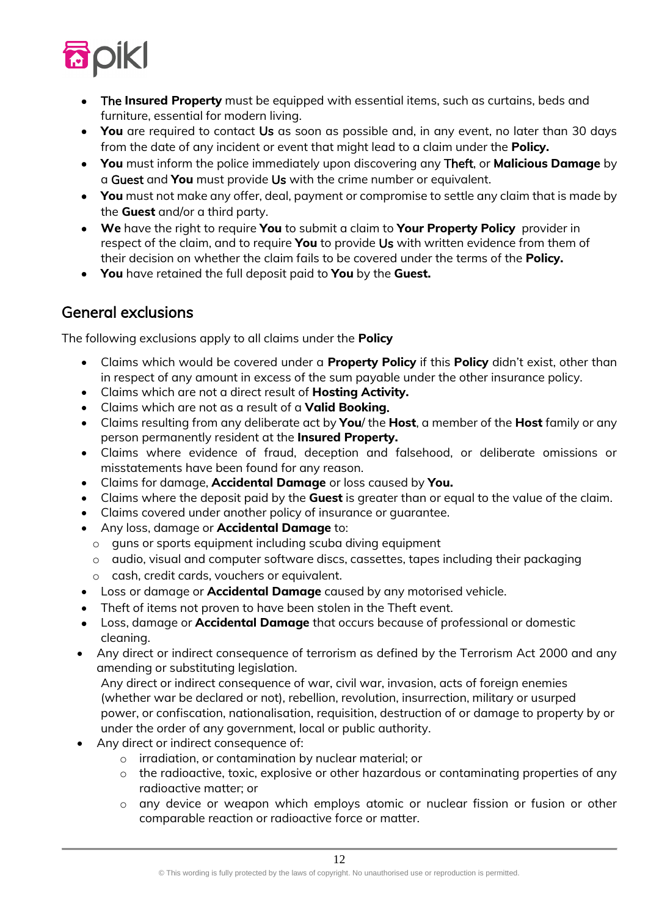- The **Insured Property** must be equipped with essential items, such as curtains, beds and furniture, essential for modern living.
- **You** are required to contact **Us** as soon as possible and, in any event, no later than 30 days from the date of any incident or event that might lead to a claim under the **Policy.**
- **You** must inform the police immediately upon discovering any Theft, or **Malicious Damage** by a Guest and **You** must provide **Us** with the crime number or equivalent.
- **You** must not make any offer, deal, payment or compromise to settle any claim that is made by the **Guest** and/or a third party.
- **We** have the right to require **You** to submit a claim to **Your Property Policy** provider in respect of the claim, and to require **You** to provide **Us** with written evidence from them of their decision on whether the claim fails to be covered under the terms of the **Policy.**
- **You** have retained the full deposit paid to **You** by the **Guest.**

## General exclusions

The following exclusions apply to all claims under the **Policy**

- Claims which would be covered under a **Property Policy** if this **Policy** didn't exist, other than in respect of any amount in excess of the sum payable under the other insurance policy.
- Claims which are not a direct result of **Hosting Activity.**
- Claims which are not as a result of a **Valid Booking.**
- Claims resulting from any deliberate act by **You**/ the **Host**, a member of the **Host** family or any person permanently resident at the **Insured Property.**
- Claims where evidence of fraud, deception and falsehood, or deliberate omissions or misstatements have been found for any reason.
- Claims for damage, **Accidental Damage** or loss caused by **You.**
- Claims where the deposit paid by the **Guest** is greater than or equal to the value of the claim.
- Claims covered under another policy of insurance or guarantee.
- Any loss, damage or **Accidental Damage** to:
  - guns or sports equipment including scuba diving equipment
  - audio, visual and computer software discs, cassettes, tapes including their packaging
  - cash, credit cards, vouchers or equivalent.
- Loss or damage or **Accidental Damage** caused by any motorised vehicle.
- Theft of items not proven to have been stolen in the Theft event.
- Loss, damage or **Accidental Damage** that occurs because of professional or domestic cleaning.
- Any direct or indirect consequence of terrorism as defined by the Terrorism Act 2000 and any amending or substituting legislation.

  Any direct or indirect consequence of war, civil war, invasion, acts of foreign enemies (whether war be declared or not), rebellion, revolution, insurrection, military or usurped power, or confiscation, nationalisation, requisition, destruction of or damage to property by or under the order of any government, local or public authority.
- Any direct or indirect consequence of:
  - irradiation, or contamination by nuclear material; or
  - the radioactive, toxic, explosive or other hazardous or contaminating properties of any radioactive matter; or
  - any device or weapon which employs atomic or nuclear fission or fusion or other comparable reaction or radioactive force or matter.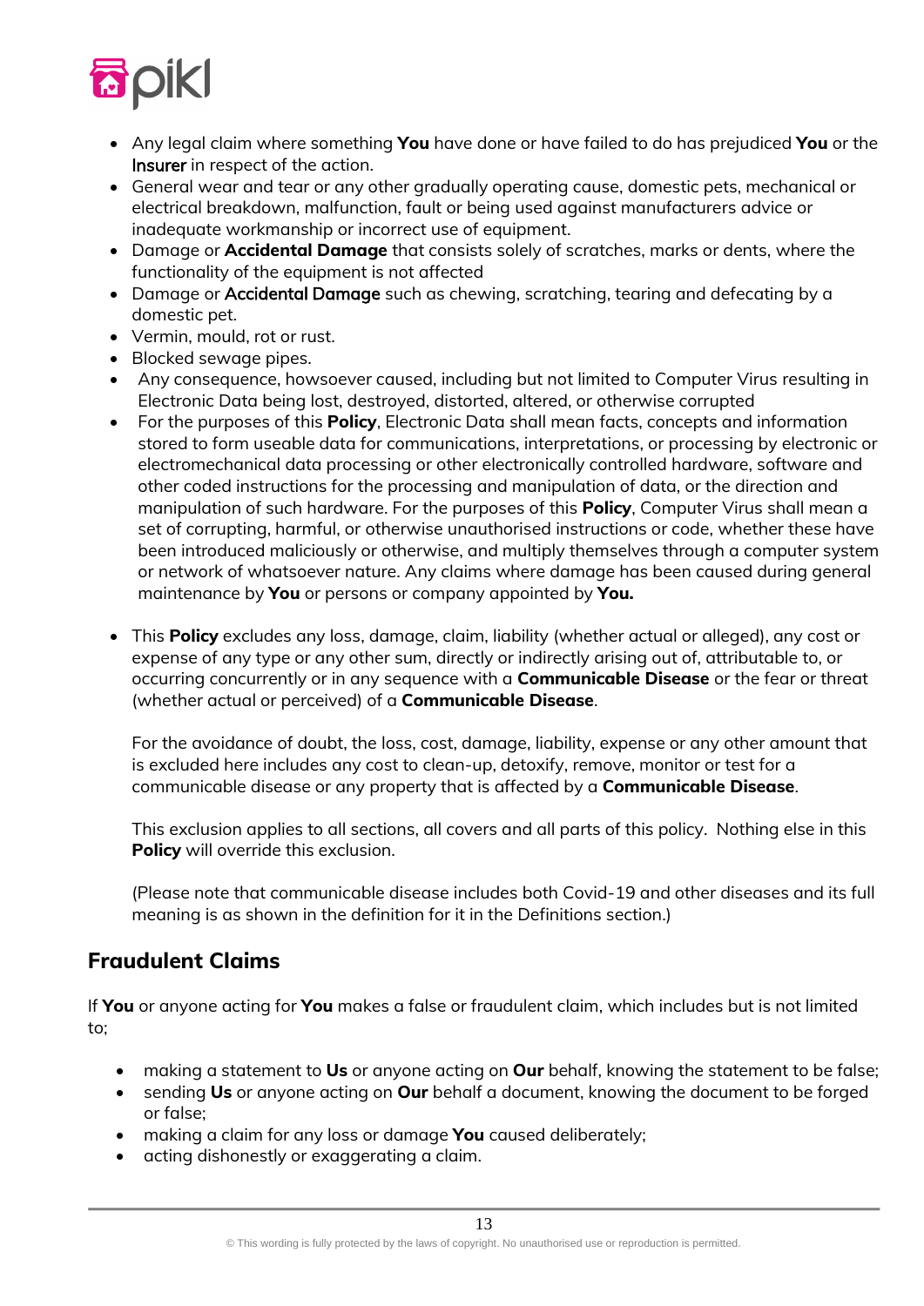- Any legal claim where something **You** have done or have failed to do has prejudiced **You** or the Insurer in respect of the action.
- General wear and tear or any other gradually operating cause, domestic pets, mechanical or electrical breakdown, malfunction, fault or being used against manufacturers advice or inadequate workmanship or incorrect use of equipment.
- Damage or **Accidental Damage** that consists solely of scratches, marks or dents, where the functionality of the equipment is not affected
- Damage or Accidental Damage such as chewing, scratching, tearing and defecating by a domestic pet.
- Vermin, mould, rot or rust.
- Blocked sewage pipes.
- Any consequence, howsoever caused, including but not limited to Computer Virus resulting in Electronic Data being lost, destroyed, distorted, altered, or otherwise corrupted
- For the purposes of this **Policy**, Electronic Data shall mean facts, concepts and information stored to form useable data for communications, interpretations, or processing by electronic or electromechanical data processing or other electronically controlled hardware, software and other coded instructions for the processing and manipulation of data, or the direction and manipulation of such hardware. For the purposes of this **Policy**, Computer Virus shall mean a set of corrupting, harmful, or otherwise unauthorised instructions or code, whether these have been introduced maliciously or otherwise, and multiply themselves through a computer system or network of whatsoever nature. Any claims where damage has been caused during general maintenance by **You** or persons or company appointed by **You.**

- This **Policy** excludes any loss, damage, claim, liability (whether actual or alleged), any cost or expense of any type or any other sum, directly or indirectly arising out of, attributable to, or occurring concurrently or in any sequence with a **Communicable Disease** or the fear or threat (whether actual or perceived) of a **Communicable Disease**.

  For the avoidance of doubt, the loss, cost, damage, liability, expense or any other amount that is excluded here includes any cost to clean-up, detoxify, remove, monitor or test for a communicable disease or any property that is affected by a **Communicable Disease**.

  This exclusion applies to all sections, all covers and all parts of this policy. Nothing else in this **Policy** will override this exclusion.

  (Please note that communicable disease includes both Covid-19 and other diseases and its full meaning is as shown in the definition for it in the Definitions section.)

## Fraudulent Claims

If **You** or anyone acting for **You** makes a false or fraudulent claim, which includes but is not limited to;

- making a statement to **Us** or anyone acting on **Our** behalf, knowing the statement to be false;
- sending **Us** or anyone acting on **Our** behalf a document, knowing the document to be forged or false;
- making a claim for any loss or damage **You** caused deliberately;
- acting dishonestly or exaggerating a claim.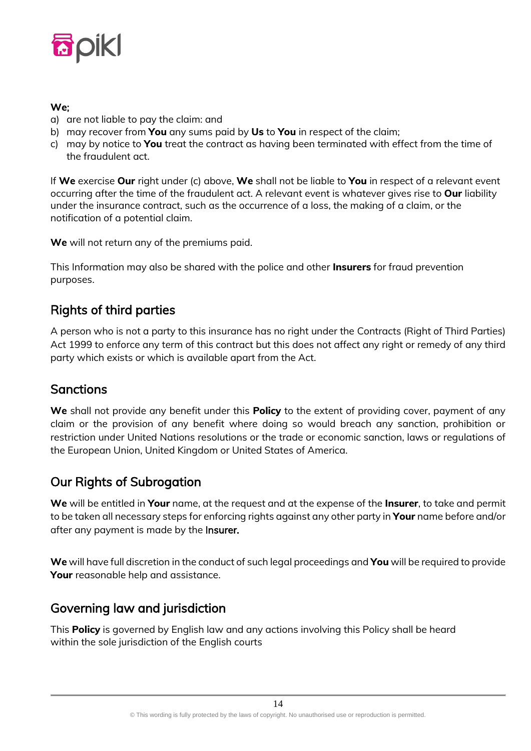**We**;

a) are not liable to pay the claim: and
b) may recover from **You** any sums paid by **Us** to **You** in respect of the claim;
c) may by notice to **You** treat the contract as having been terminated with effect from the time of the fraudulent act.

If **We** exercise **Our** right under (c) above, **We** shall not be liable to **You** in respect of a relevant event occurring after the time of the fraudulent act. A relevant event is whatever gives rise to **Our** liability under the insurance contract, such as the occurrence of a loss, the making of a claim, or the notification of a potential claim.

**We** will not return any of the premiums paid.

This Information may also be shared with the police and other **Insurers** for fraud prevention purposes.

## Rights of third parties

A person who is not a party to this insurance has no right under the Contracts (Right of Third Parties) Act 1999 to enforce any term of this contract but this does not affect any right or remedy of any third party which exists or which is available apart from the Act.

## Sanctions

**We** shall not provide any benefit under this **Policy** to the extent of providing cover, payment of any claim or the provision of any benefit where doing so would breach any sanction, prohibition or restriction under United Nations resolutions or the trade or economic sanction, laws or regulations of the European Union, United Kingdom or United States of America.

## Our Rights of Subrogation

**We** will be entitled in **Your** name, at the request and at the expense of the **Insurer**, to take and permit to be taken all necessary steps for enforcing rights against any other party in **Your** name before and/or after any payment is made by the **Insurer.**

**We** will have full discretion in the conduct of such legal proceedings and **You** will be required to provide **Your** reasonable help and assistance.

## Governing law and jurisdiction

This **Policy** is governed by English law and any actions involving this Policy shall be heard within the sole jurisdiction of the English courts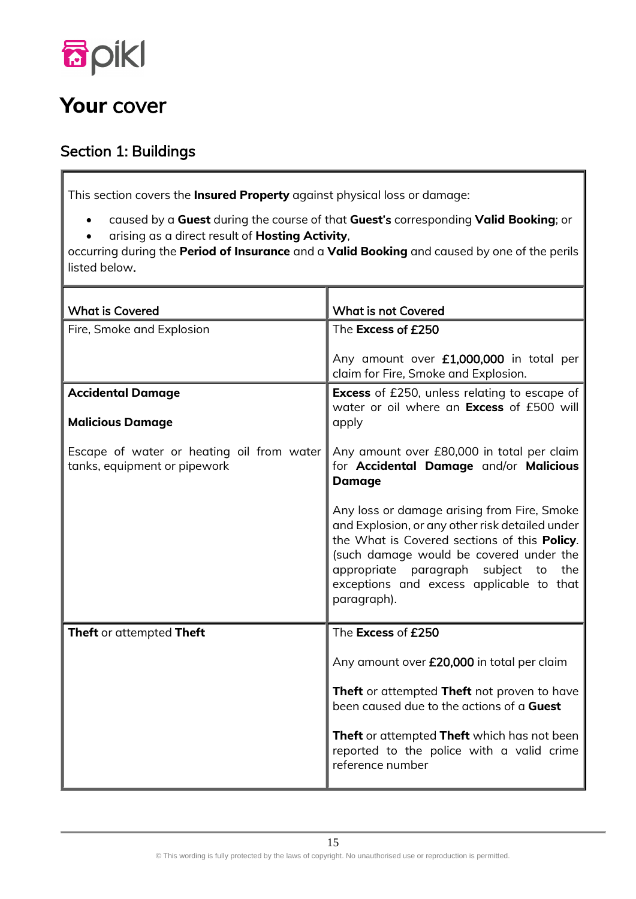# Your cover

## Section 1: Buildings

This section covers the **Insured Property** against physical loss or damage:

- caused by a **Guest** during the course of that **Guest's** corresponding **Valid Booking**; or
- arising as a direct result of **Hosting Activity**,

occurring during the **Period of Insurance** and a **Valid Booking** and caused by one of the perils listed below.

| What is Covered | What is not Covered |
|---|---|
| Fire, Smoke and Explosion | The **Excess of £250**<br><br>Any amount over **£1,000,000** in total per claim for Fire, Smoke and Explosion. |
| **Accidental Damage**<br><br>**Malicious Damage**<br><br>Escape of water or heating oil from water tanks, equipment or pipework | **Excess** of £250, unless relating to escape of water or oil where an **Excess** of £500 will apply<br><br>Any amount over £80,000 in total per claim for **Accidental Damage** and/or **Malicious Damage**<br><br>Any loss or damage arising from Fire, Smoke and Explosion, or any other risk detailed under the What is Covered sections of this **Policy**. (such damage would be covered under the appropriate paragraph subject to the exceptions and excess applicable to that paragraph). |
| **Theft** or attempted **Theft** | The **Excess** of **£250**<br><br>Any amount over **£20,000** in total per claim<br><br>**Theft** or attempted **Theft** not proven to have been caused due to the actions of a **Guest**<br><br>**Theft** or attempted **Theft** which has not been reported to the police with a valid crime reference number |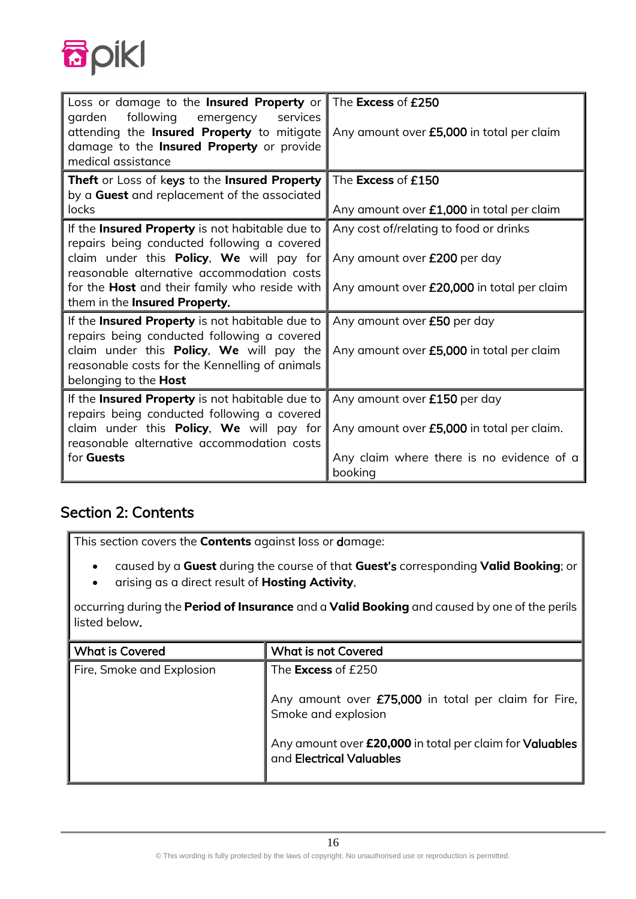| | |
|---|---|
| Loss or damage to the **Insured Property** or garden following emergency services attending the **Insured Property** to mitigate damage to the **Insured Property** or provide medical assistance | The **Excess** of £250<br><br>Any amount over £5,000 in total per claim |
| **Theft** or Loss of keys to the **Insured Property** by a **Guest** and replacement of the associated locks | The **Excess** of £150<br><br>Any amount over £1,000 in total per claim |
| If the **Insured Property** is not habitable due to repairs being conducted following a covered claim under this **Policy**, **We** will pay for reasonable alternative accommodation costs for the **Host** and their family who reside with them in the **Insured Property.** | Any cost of/relating to food or drinks<br><br>Any amount over £200 per day<br><br>Any amount over £20,000 in total per claim |
| If the **Insured Property** is not habitable due to repairs being conducted following a covered claim under this **Policy**, **We** will pay the reasonable costs for the Kennelling of animals belonging to the **Host** | Any amount over £50 per day<br><br>Any amount over £5,000 in total per claim |
| If the **Insured Property** is not habitable due to repairs being conducted following a covered claim under this **Policy**, **We** will pay for reasonable alternative accommodation costs for **Guests** | Any amount over £150 per day<br><br>Any amount over £5,000 in total per claim.<br><br>Any claim where there is no evidence of a booking |

## Section 2: Contents

This section covers the **Contents** against loss or damage:

- caused by a **Guest** during the course of that **Guest's** corresponding **Valid Booking**; or
- arising as a direct result of **Hosting Activity**,

occurring during the **Period of Insurance** and a **Valid Booking** and caused by one of the perils listed below.

| What is Covered | What is not Covered |
|---|---|
| Fire, Smoke and Explosion | The **Excess** of £250<br><br>Any amount over £75,000 in total per claim for Fire, Smoke and explosion<br><br>Any amount over **£20,000** in total per claim for Valuables and Electrical Valuables |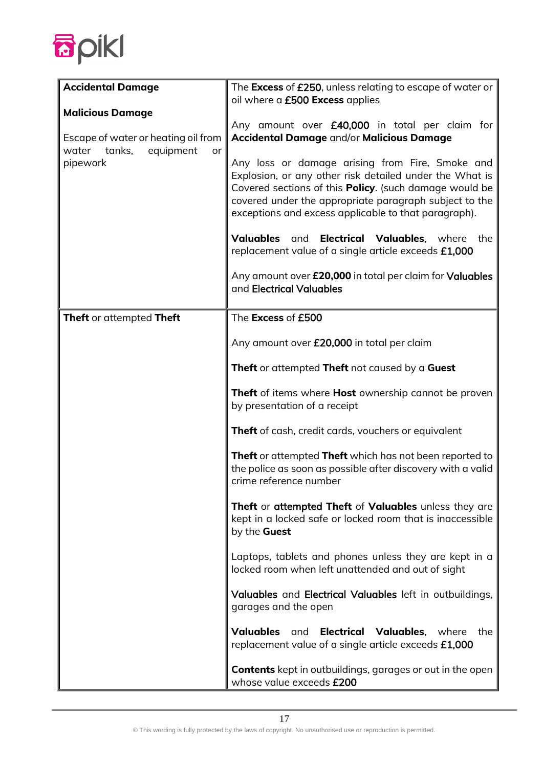| | |
|---|---|
| **Accidental Damage**<br><br>**Malicious Damage**<br><br>Escape of water or heating oil from water tanks, equipment or pipework | The **Excess** of £250, unless relating to escape of water or oil where a £500 **Excess** applies<br><br>Any amount over £40,000 in total per claim for **Accidental Damage** and/or **Malicious Damage**<br><br>Any loss or damage arising from Fire, Smoke and Explosion, or any other risk detailed under the What is Covered sections of this **Policy**. (such damage would be covered under the appropriate paragraph subject to the exceptions and excess applicable to that paragraph).<br><br>**Valuables** and **Electrical Valuables**, where the replacement value of a single article exceeds £1,000<br><br>Any amount over **£20,000** in total per claim for Valuables and Electrical Valuables |
| **Theft** or attempted **Theft** | The **Excess** of £500<br><br>Any amount over £20,000 in total per claim<br><br>**Theft** or attempted **Theft** not caused by a **Guest**<br><br>**Theft** of items where **Host** ownership cannot be proven by presentation of a receipt<br><br>**Theft** of cash, credit cards, vouchers or equivalent<br><br>**Theft** or attempted **Theft** which has not been reported to the police as soon as possible after discovery with a valid crime reference number<br><br>**Theft** or attempted **Theft** of **Valuables** unless they are kept in a locked safe or locked room that is inaccessible by the **Guest**<br><br>Laptops, tablets and phones unless they are kept in a locked room when left unattended and out of sight<br><br>Valuables and Electrical Valuables left in outbuildings, garages and the open<br><br>**Valuables** and **Electrical Valuables**, where the replacement value of a single article exceeds £1,000<br><br>**Contents** kept in outbuildings, garages or out in the open whose value exceeds £200 |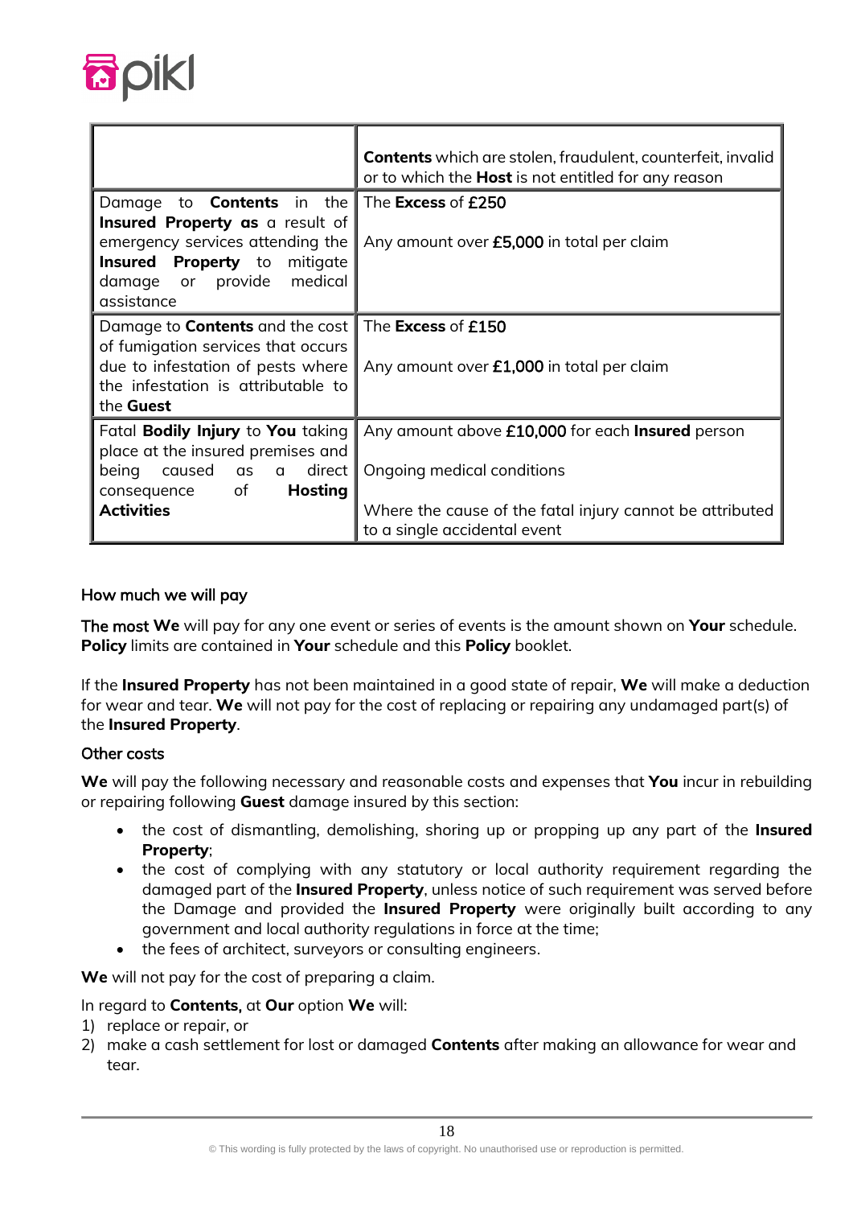| | |
|---|---|
| | **Contents** which are stolen, fraudulent, counterfeit, invalid or to which the **Host** is not entitled for any reason |
| Damage to **Contents** in the **Insured Property as** a result of emergency services attending the **Insured Property** to mitigate damage or provide medical assistance | The **Excess** of £250<br><br>Any amount over **£5,000** in total per claim |
| Damage to **Contents** and the cost of fumigation services that occurs due to infestation of pests where the infestation is attributable to the **Guest** | The **Excess** of £150<br><br>Any amount over **£1,000** in total per claim |
| Fatal **Bodily Injury** to **You** taking place at the insured premises and being caused as a direct consequence of **Hosting Activities** | Any amount above **£10,000** for each **Insured** person<br><br>Ongoing medical conditions<br><br>Where the cause of the fatal injury cannot be attributed to a single accidental event |

### How much we will pay

The most **We** will pay for any one event or series of events is the amount shown on **Your** schedule. **Policy** limits are contained in **Your** schedule and this **Policy** booklet.

If the **Insured Property** has not been maintained in a good state of repair, **We** will make a deduction for wear and tear. **We** will not pay for the cost of replacing or repairing any undamaged part(s) of the **Insured Property**.

### Other costs

**We** will pay the following necessary and reasonable costs and expenses that **You** incur in rebuilding or repairing following **Guest** damage insured by this section:

- the cost of dismantling, demolishing, shoring up or propping up any part of the **Insured Property**;
- the cost of complying with any statutory or local authority requirement regarding the damaged part of the **Insured Property**, unless notice of such requirement was served before the Damage and provided the **Insured Property** were originally built according to any government and local authority regulations in force at the time;
- the fees of architect, surveyors or consulting engineers.

**We** will not pay for the cost of preparing a claim.

In regard to **Contents,** at **Our** option **We** will:

1) replace or repair, or
2) make a cash settlement for lost or damaged **Contents** after making an allowance for wear and tear.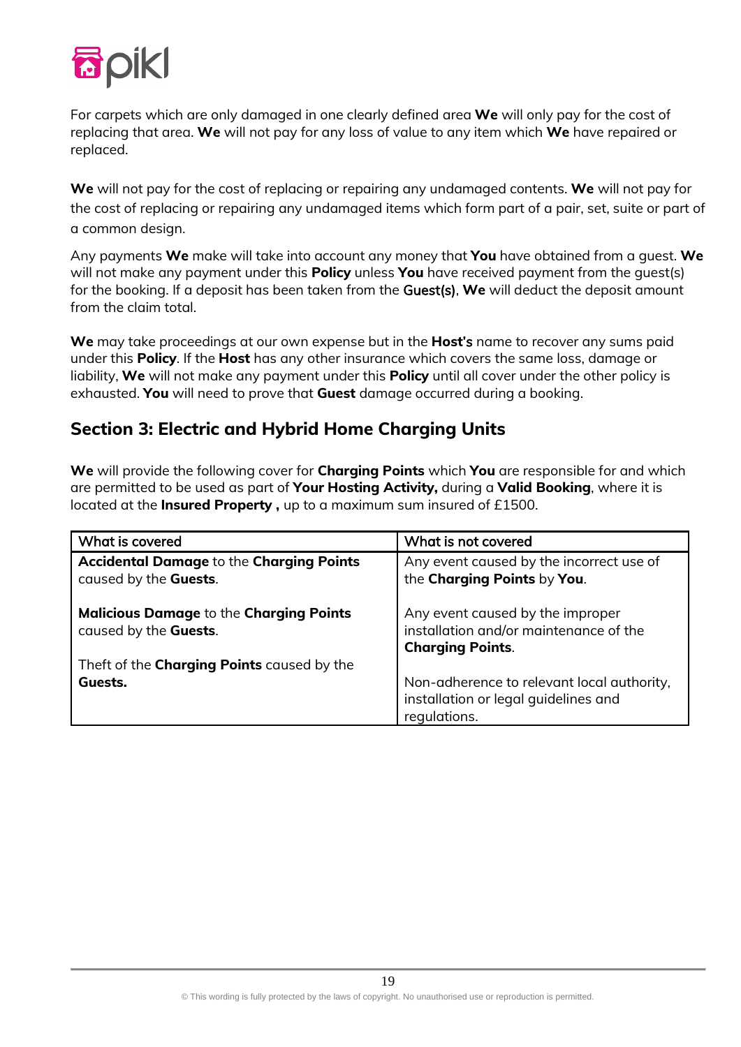For carpets which are only damaged in one clearly defined area **We** will only pay for the cost of replacing that area. **We** will not pay for any loss of value to any item which **We** have repaired or replaced.

**We** will not pay for the cost of replacing or repairing any undamaged contents. **We** will not pay for the cost of replacing or repairing any undamaged items which form part of a pair, set, suite or part of a common design.

Any payments **We** make will take into account any money that **You** have obtained from a guest. **We** will not make any payment under this **Policy** unless **You** have received payment from the guest(s) for the booking. If a deposit has been taken from the Guest(s), **We** will deduct the deposit amount from the claim total.

**We** may take proceedings at our own expense but in the **Host's** name to recover any sums paid under this **Policy**. If the **Host** has any other insurance which covers the same loss, damage or liability, **We** will not make any payment under this **Policy** until all cover under the other policy is exhausted. **You** will need to prove that **Guest** damage occurred during a booking.

## Section 3: Electric and Hybrid Home Charging Units

**We** will provide the following cover for **Charging Points** which **You** are responsible for and which are permitted to be used as part of **Your Hosting Activity,** during a **Valid Booking**, where it is located at the **Insured Property ,** up to a maximum sum insured of £1500.

| What is covered | What is not covered |
|---|---|
| **Accidental Damage** to the **Charging Points** caused by the **Guests**.<br><br>**Malicious Damage** to the **Charging Points** caused by the **Guests**.<br><br>Theft of the **Charging Points** caused by the **Guests.** | Any event caused by the incorrect use of the **Charging Points** by **You**.<br><br>Any event caused by the improper installation and/or maintenance of the **Charging Points**.<br><br>Non-adherence to relevant local authority, installation or legal guidelines and regulations. |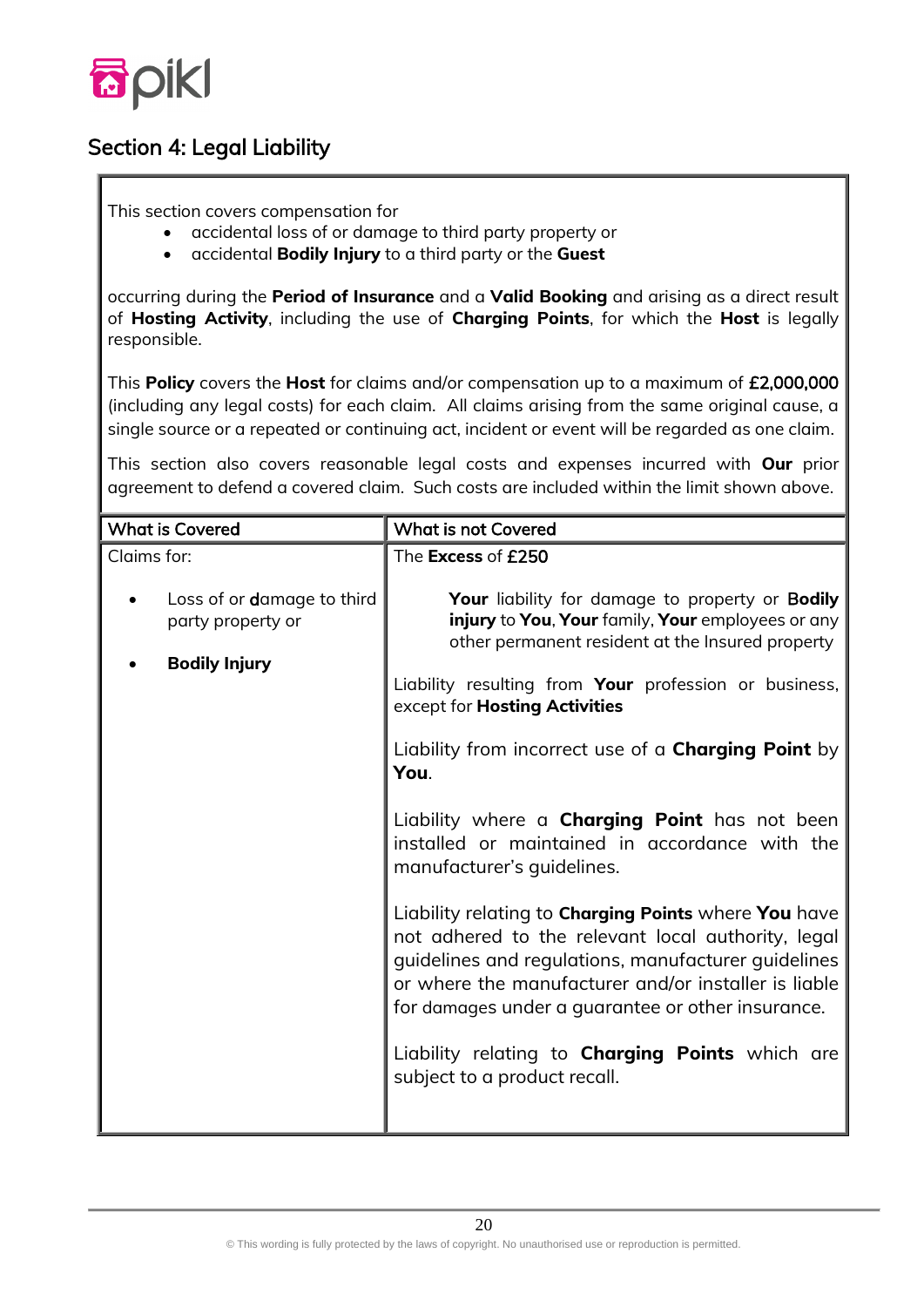## Section 4: Legal Liability

This section covers compensation for

- accidental loss of or damage to third party property or
- accidental **Bodily Injury** to a third party or the **Guest**

occurring during the **Period of Insurance** and a **Valid Booking** and arising as a direct result of **Hosting Activity**, including the use of **Charging Points**, for which the **Host** is legally responsible.

This **Policy** covers the **Host** for claims and/or compensation up to a maximum of £2,000,000 (including any legal costs) for each claim. All claims arising from the same original cause, a single source or a repeated or continuing act, incident or event will be regarded as one claim.

This section also covers reasonable legal costs and expenses incurred with **Our** prior agreement to defend a covered claim. Such costs are included within the limit shown above.

| What is Covered | What is not Covered |
|---|---|
| Claims for:<br><br>• Loss of or damage to third party property or<br><br>• **Bodily Injury** | The **Excess** of £250<br><br>**Your** liability for damage to property or **Bodily injury** to **You**, **Your** family, **Your** employees or any other permanent resident at the Insured property<br><br>Liability resulting from **Your** profession or business, except for **Hosting Activities**<br><br>Liability from incorrect use of a **Charging Point** by **You**.<br><br>Liability where a **Charging Point** has not been installed or maintained in accordance with the manufacturer's guidelines.<br><br>Liability relating to **Charging Points** where **You** have not adhered to the relevant local authority, legal guidelines and regulations, manufacturer guidelines or where the manufacturer and/or installer is liable for damages under a guarantee or other insurance.<br><br>Liability relating to **Charging Points** which are subject to a product recall. |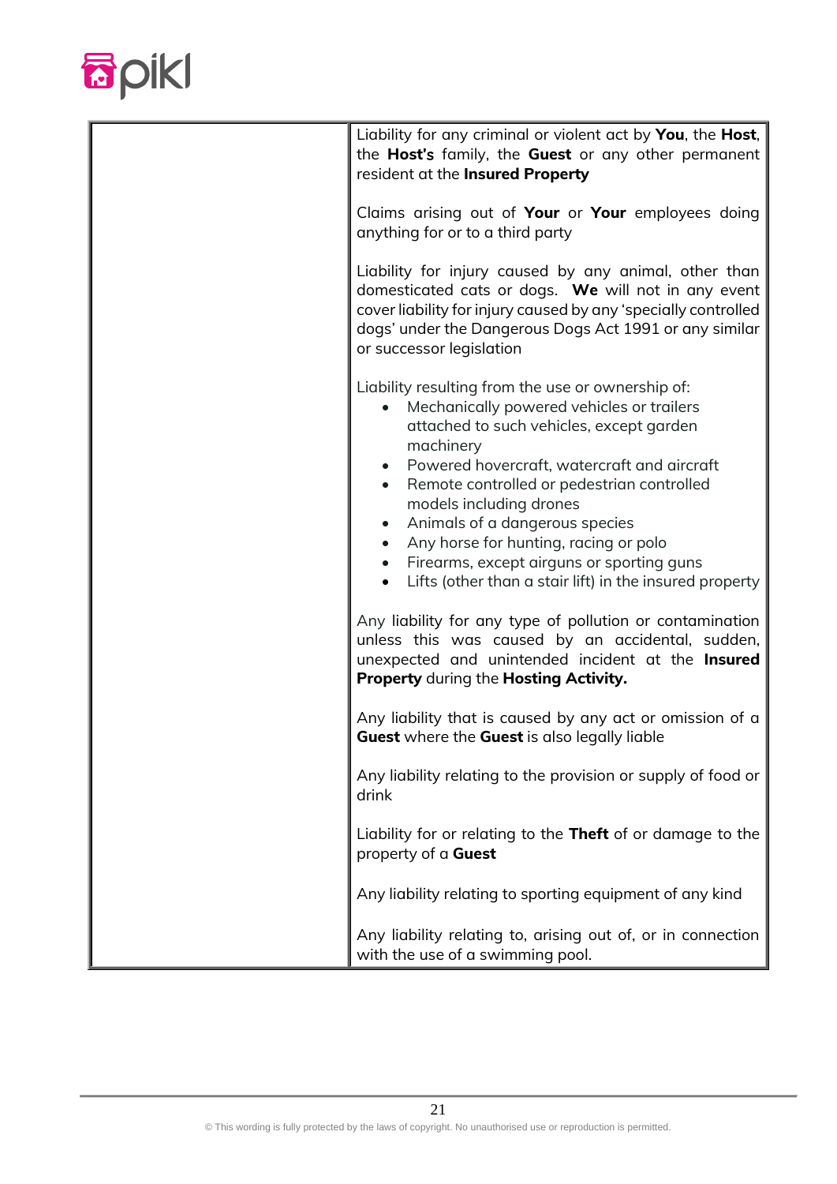| | |
|---|---|
| | Liability for any criminal or violent act by **You**, the **Host**, the **Host's** family, the **Guest** or any other permanent resident at the **Insured Property**<br><br>Claims arising out of **Your** or **Your** employees doing anything for or to a third party<br><br>Liability for injury caused by any animal, other than domesticated cats or dogs. **We** will not in any event cover liability for injury caused by any 'specially controlled dogs' under the Dangerous Dogs Act 1991 or any similar or successor legislation<br><br>Liability resulting from the use or ownership of:<br>• Mechanically powered vehicles or trailers attached to such vehicles, except garden machinery<br>• Powered hovercraft, watercraft and aircraft<br>• Remote controlled or pedestrian controlled models including drones<br>• Animals of a dangerous species<br>• Any horse for hunting, racing or polo<br>• Firearms, except airguns or sporting guns<br>• Lifts (other than a stair lift) in the insured property<br><br>Any liability for any type of pollution or contamination unless this was caused by an accidental, sudden, unexpected and unintended incident at the **Insured Property** during the **Hosting Activity.**<br><br>Any liability that is caused by any act or omission of a **Guest** where the **Guest** is also legally liable<br><br>Any liability relating to the provision or supply of food or drink<br><br>Liability for or relating to the **Theft** of or damage to the property of a **Guest**<br><br>Any liability relating to sporting equipment of any kind<br><br>Any liability relating to, arising out of, or in connection with the use of a swimming pool. |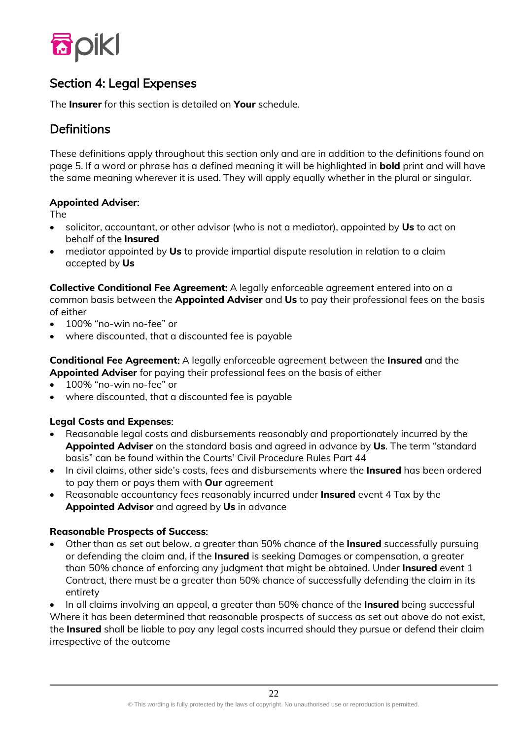## Section 4: Legal Expenses

The **Insurer** for this section is detailed on **Your** schedule.

## Definitions

These definitions apply throughout this section only and are in addition to the definitions found on page 5. If a word or phrase has a defined meaning it will be highlighted in **bold** print and will have the same meaning wherever it is used. They will apply equally whether in the plural or singular.

**Appointed Adviser:**
The

- solicitor, accountant, or other advisor (who is not a mediator), appointed by **Us** to act on behalf of the **Insured**
- mediator appointed by **Us** to provide impartial dispute resolution in relation to a claim accepted by **Us**

**Collective Conditional Fee Agreement:** A legally enforceable agreement entered into on a common basis between the **Appointed Adviser** and **Us** to pay their professional fees on the basis of either

- 100% "no-win no-fee" or
- where discounted, that a discounted fee is payable

**Conditional Fee Agreement:** A legally enforceable agreement between the **Insured** and the **Appointed Adviser** for paying their professional fees on the basis of either

- 100% "no-win no-fee" or
- where discounted, that a discounted fee is payable

**Legal Costs and Expenses:**

- Reasonable legal costs and disbursements reasonably and proportionately incurred by the **Appointed Adviser** on the standard basis and agreed in advance by **Us**. The term "standard basis" can be found within the Courts' Civil Procedure Rules Part 44
- In civil claims, other side's costs, fees and disbursements where the **Insured** has been ordered to pay them or pays them with **Our** agreement
- Reasonable accountancy fees reasonably incurred under **Insured** event 4 Tax by the **Appointed Advisor** and agreed by **Us** in advance

**Reasonable Prospects of Success:**

- Other than as set out below, a greater than 50% chance of the **Insured** successfully pursuing or defending the claim and, if the **Insured** is seeking Damages or compensation, a greater than 50% chance of enforcing any judgment that might be obtained. Under **Insured** event 1 Contract, there must be a greater than 50% chance of successfully defending the claim in its entirety
- In all claims involving an appeal, a greater than 50% chance of the **Insured** being successful

Where it has been determined that reasonable prospects of success as set out above do not exist, the **Insured** shall be liable to pay any legal costs incurred should they pursue or defend their claim irrespective of the outcome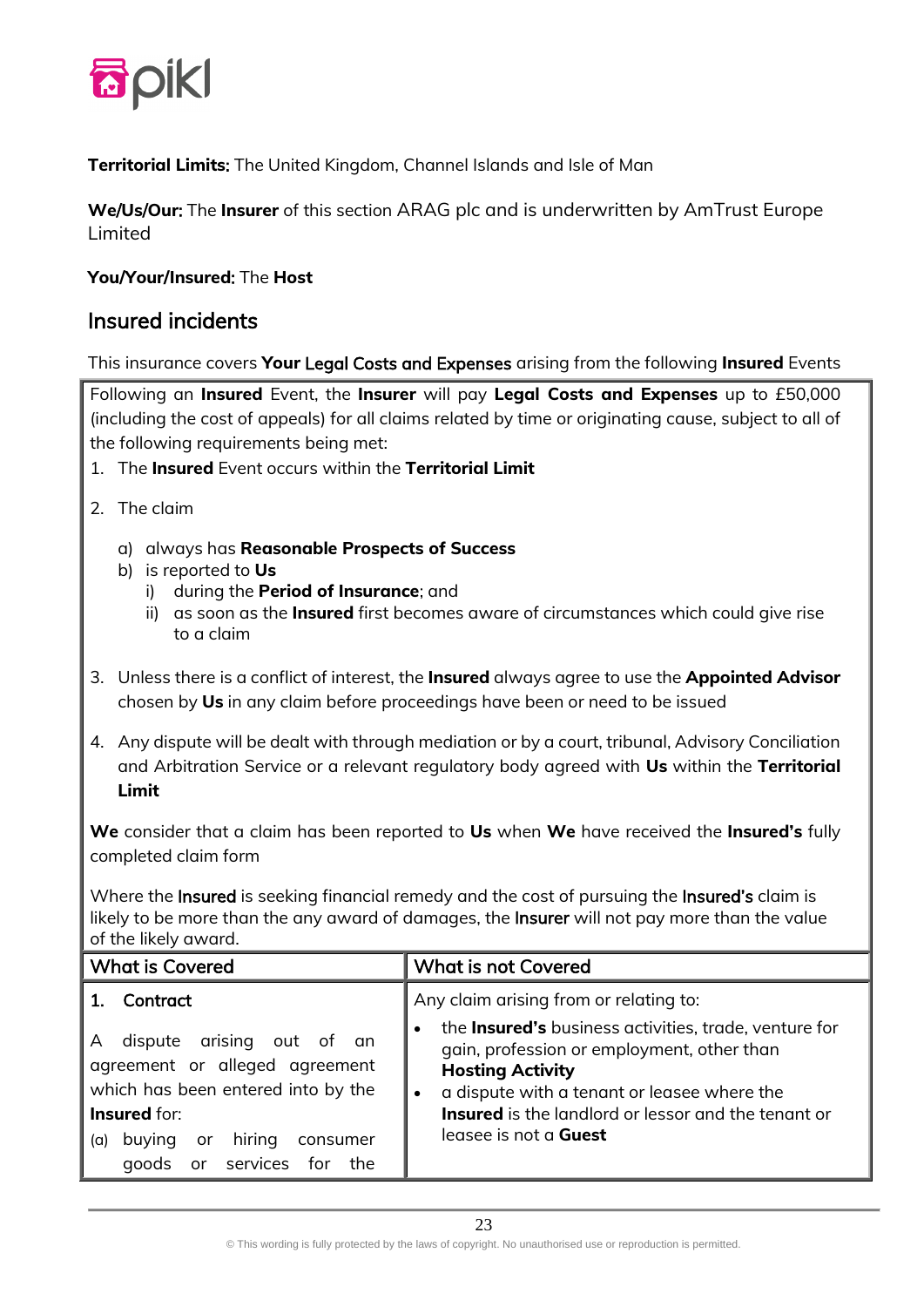**Territorial Limits:** The United Kingdom, Channel Islands and Isle of Man

**We/Us/Our:** The **Insurer** of this section ARAG plc and is underwritten by AmTrust Europe Limited

**You/Your/Insured:** The **Host**

## Insured incidents

This insurance covers **Your** Legal Costs and Expenses arising from the following **Insured** Events

Following an **Insured** Event, the **Insurer** will pay **Legal Costs and Expenses** up to £50,000 (including the cost of appeals) for all claims related by time or originating cause, subject to all of the following requirements being met:

1. The **Insured** Event occurs within the **Territorial Limit**
2. The claim
   a) always has **Reasonable Prospects of Success**
   b) is reported to **Us**
      i) during the **Period of Insurance**; and
      ii) as soon as the **Insured** first becomes aware of circumstances which could give rise to a claim
3. Unless there is a conflict of interest, the **Insured** always agree to use the **Appointed Advisor** chosen by **Us** in any claim before proceedings have been or need to be issued
4. Any dispute will be dealt with through mediation or by a court, tribunal, Advisory Conciliation and Arbitration Service or a relevant regulatory body agreed with **Us** within the **Territorial Limit**

**We** consider that a claim has been reported to **Us** when **We** have received the **Insured's** fully completed claim form

Where the **Insured** is seeking financial remedy and the cost of pursuing the **Insured's** claim is likely to be more than the any award of damages, the **Insurer** will not pay more than the value of the likely award.

| What is Covered | What is not Covered |
|---|---|
| **1. Contract**<br><br>A dispute arising out of an agreement or alleged agreement which has been entered into by the **Insured** for:<br>(a) buying or hiring consumer goods or services for the | Any claim arising from or relating to:<br>• the **Insured's** business activities, trade, venture for gain, profession or employment, other than **Hosting Activity**<br>• a dispute with a tenant or leasee where the **Insured** is the landlord or lessor and the tenant or leasee is not a **Guest** |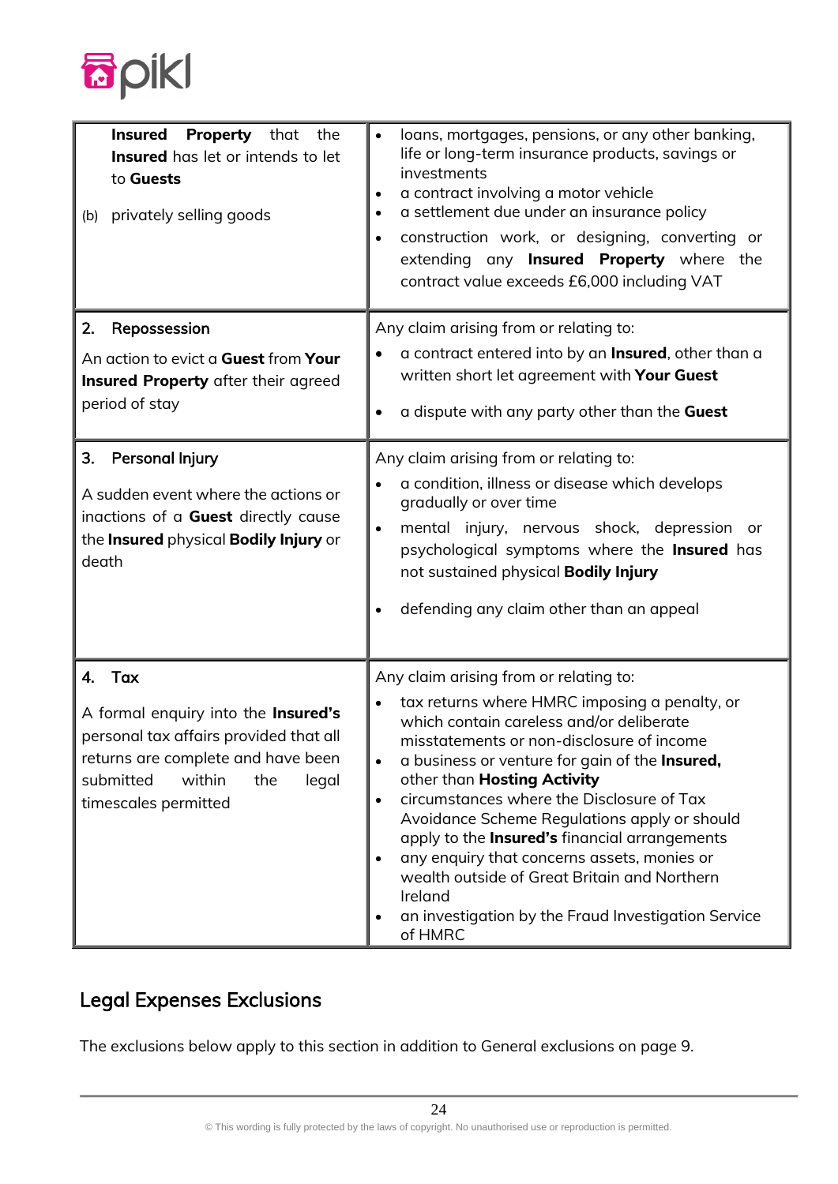| | |
|---|---|
| **Insured Property** that the **Insured** has let or intends to let to **Guests**<br><br>(b) privately selling goods | • loans, mortgages, pensions, or any other banking, life or long-term insurance products, savings or investments<br>• a contract involving a motor vehicle<br>• a settlement due under an insurance policy<br>• construction work, or designing, converting or extending any **Insured Property** where the contract value exceeds £6,000 including VAT |
| **2. Repossession**<br><br>An action to evict a **Guest** from **Your Insured Property** after their agreed period of stay | Any claim arising from or relating to:<br>• a contract entered into by an **Insured**, other than a written short let agreement with **Your Guest**<br>• a dispute with any party other than the **Guest** |
| **3. Personal Injury**<br><br>A sudden event where the actions or inactions of a **Guest** directly cause the **Insured** physical **Bodily Injury** or death | Any claim arising from or relating to:<br>• a condition, illness or disease which develops gradually or over time<br>• mental injury, nervous shock, depression or psychological symptoms where the **Insured** has not sustained physical **Bodily Injury**<br>• defending any claim other than an appeal |
| **4. Tax**<br><br>A formal enquiry into the **Insured's** personal tax affairs provided that all returns are complete and have been submitted within the legal timescales permitted | Any claim arising from or relating to:<br>• tax returns where HMRC imposing a penalty, or which contain careless and/or deliberate misstatements or non-disclosure of income<br>• a business or venture for gain of the **Insured,** other than **Hosting Activity**<br>• circumstances where the Disclosure of Tax Avoidance Scheme Regulations apply or should apply to the **Insured's** financial arrangements<br>• any enquiry that concerns assets, monies or wealth outside of Great Britain and Northern Ireland<br>• an investigation by the Fraud Investigation Service of HMRC |

## Legal Expenses Exclusions

The exclusions below apply to this section in addition to General exclusions on page 9.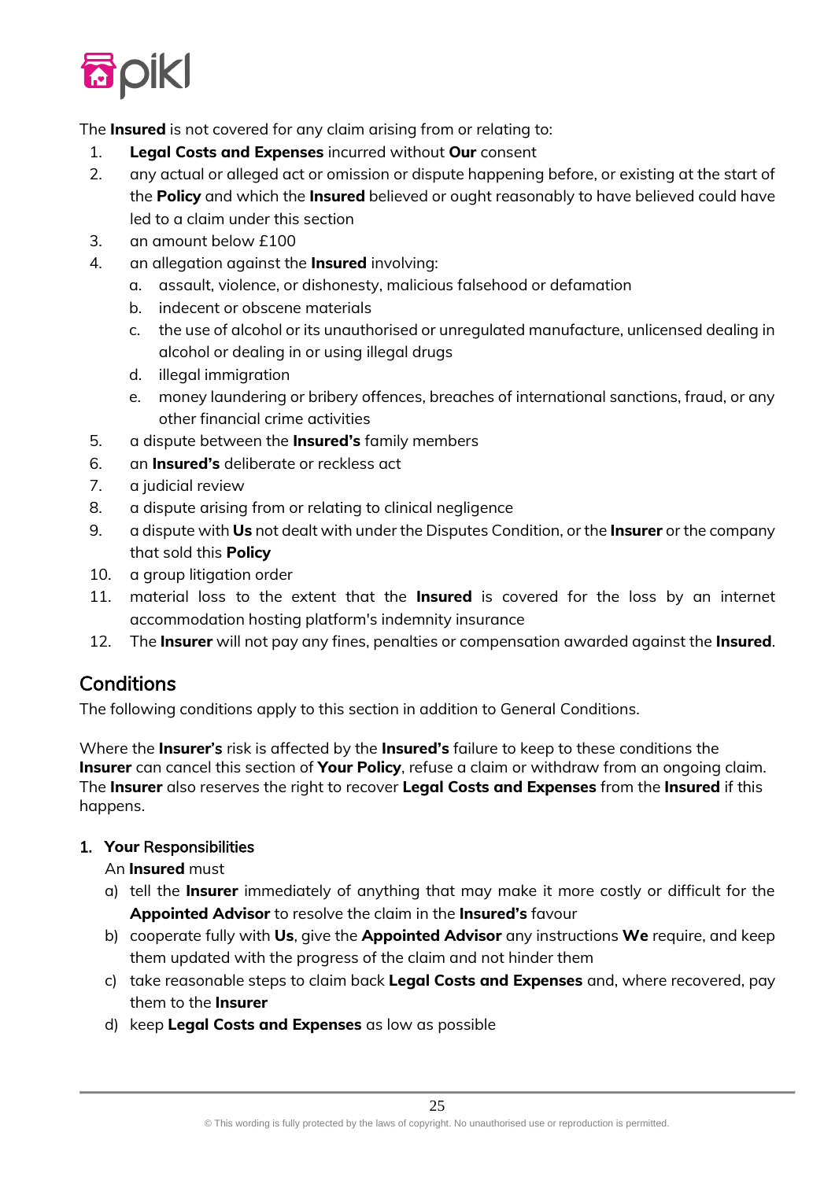The **Insured** is not covered for any claim arising from or relating to:

1. **Legal Costs and Expenses** incurred without **Our** consent
2. any actual or alleged act or omission or dispute happening before, or existing at the start of the **Policy** and which the **Insured** believed or ought reasonably to have believed could have led to a claim under this section
3. an amount below £100
4. an allegation against the **Insured** involving:
   a. assault, violence, or dishonesty, malicious falsehood or defamation
   b. indecent or obscene materials
   c. the use of alcohol or its unauthorised or unregulated manufacture, unlicensed dealing in alcohol or dealing in or using illegal drugs
   d. illegal immigration
   e. money laundering or bribery offences, breaches of international sanctions, fraud, or any other financial crime activities
5. a dispute between the **Insured's** family members
6. an **Insured's** deliberate or reckless act
7. a judicial review
8. a dispute arising from or relating to clinical negligence
9. a dispute with **Us** not dealt with under the Disputes Condition, or the **Insurer** or the company that sold this **Policy**
10. a group litigation order
11. material loss to the extent that the **Insured** is covered for the loss by an internet accommodation hosting platform's indemnity insurance
12. The **Insurer** will not pay any fines, penalties or compensation awarded against the **Insured**.

## Conditions

The following conditions apply to this section in addition to General Conditions.

Where the **Insurer's** risk is affected by the **Insured's** failure to keep to these conditions the **Insurer** can cancel this section of **Your Policy**, refuse a claim or withdraw from an ongoing claim. The **Insurer** also reserves the right to recover **Legal Costs and Expenses** from the **Insured** if this happens.

### 1. Your Responsibilities

An **Insured** must

a) tell the **Insurer** immediately of anything that may make it more costly or difficult for the **Appointed Advisor** to resolve the claim in the **Insured's** favour
b) cooperate fully with **Us**, give the **Appointed Advisor** any instructions **We** require, and keep them updated with the progress of the claim and not hinder them
c) take reasonable steps to claim back **Legal Costs and Expenses** and, where recovered, pay them to the **Insurer**
d) keep **Legal Costs and Expenses** as low as possible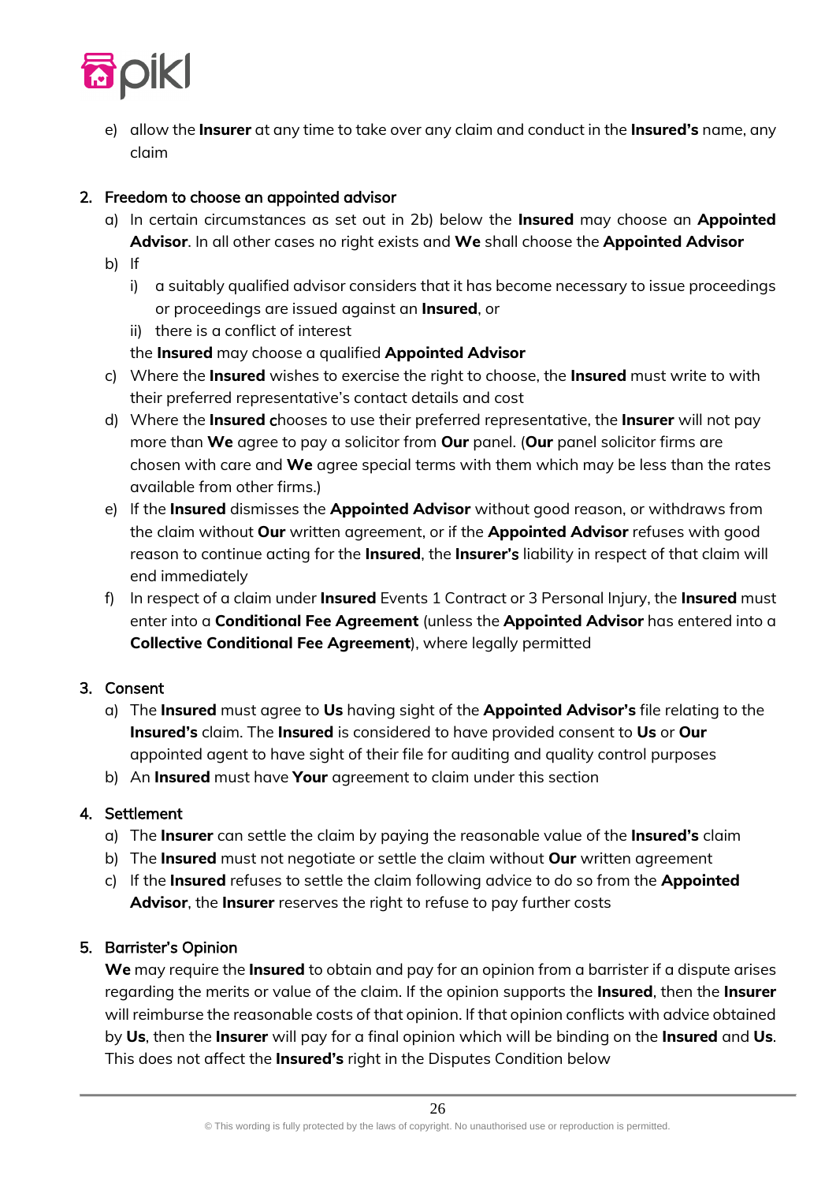e) allow the **Insurer** at any time to take over any claim and conduct in the **Insured's** name, any claim

2. Freedom to choose an appointed advisor
   a) In certain circumstances as set out in 2b) below the **Insured** may choose an **Appointed Advisor**. In all other cases no right exists and **We** shall choose the **Appointed Advisor**
   b) If
      i) a suitably qualified advisor considers that it has become necessary to issue proceedings or proceedings are issued against an **Insured**, or
      ii) there is a conflict of interest

      the **Insured** may choose a qualified **Appointed Advisor**
   c) Where the **Insured** wishes to exercise the right to choose, the **Insured** must write to with their preferred representative's contact details and cost
   d) Where the **Insured** chooses to use their preferred representative, the **Insurer** will not pay more than **We** agree to pay a solicitor from **Our** panel. (**Our** panel solicitor firms are chosen with care and **We** agree special terms with them which may be less than the rates available from other firms.)
   e) If the **Insured** dismisses the **Appointed Advisor** without good reason, or withdraws from the claim without **Our** written agreement, or if the **Appointed Advisor** refuses with good reason to continue acting for the **Insured**, the **Insurer's** liability in respect of that claim will end immediately
   f) In respect of a claim under **Insured** Events 1 Contract or 3 Personal Injury, the **Insured** must enter into a **Conditional Fee Agreement** (unless the **Appointed Advisor** has entered into a **Collective Conditional Fee Agreement**), where legally permitted

3. Consent
   a) The **Insured** must agree to **Us** having sight of the **Appointed Advisor's** file relating to the **Insured's** claim. The **Insured** is considered to have provided consent to **Us** or **Our** appointed agent to have sight of their file for auditing and quality control purposes
   b) An **Insured** must have **Your** agreement to claim under this section

4. Settlement
   a) The **Insurer** can settle the claim by paying the reasonable value of the **Insured's** claim
   b) The **Insured** must not negotiate or settle the claim without **Our** written agreement
   c) If the **Insured** refuses to settle the claim following advice to do so from the **Appointed Advisor**, the **Insurer** reserves the right to refuse to pay further costs

5. Barrister's Opinion

   **We** may require the **Insured** to obtain and pay for an opinion from a barrister if a dispute arises regarding the merits or value of the claim. If the opinion supports the **Insured**, then the **Insurer** will reimburse the reasonable costs of that opinion. If that opinion conflicts with advice obtained by **Us**, then the **Insurer** will pay for a final opinion which will be binding on the **Insured** and **Us**. This does not affect the **Insured's** right in the Disputes Condition below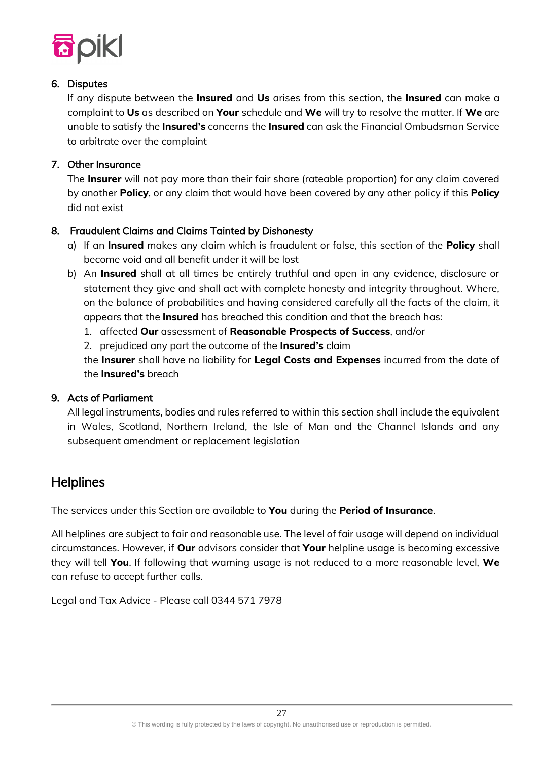### 6. Disputes

If any dispute between the **Insured** and **Us** arises from this section, the **Insured** can make a complaint to **Us** as described on **Your** schedule and **We** will try to resolve the matter. If **We** are unable to satisfy the **Insured's** concerns the **Insured** can ask the Financial Ombudsman Service to arbitrate over the complaint

### 7. Other Insurance

The **Insurer** will not pay more than their fair share (rateable proportion) for any claim covered by another **Policy**, or any claim that would have been covered by any other policy if this **Policy** did not exist

### 8. Fraudulent Claims and Claims Tainted by Dishonesty

a) If an **Insured** makes any claim which is fraudulent or false, this section of the **Policy** shall become void and all benefit under it will be lost

b) An **Insured** shall at all times be entirely truthful and open in any evidence, disclosure or statement they give and shall act with complete honesty and integrity throughout. Where, on the balance of probabilities and having considered carefully all the facts of the claim, it appears that the **Insured** has breached this condition and that the breach has:

1. affected **Our** assessment of **Reasonable Prospects of Success**, and/or
2. prejudiced any part the outcome of the **Insured's** claim

the **Insurer** shall have no liability for **Legal Costs and Expenses** incurred from the date of the **Insured's** breach

### 9. Acts of Parliament

All legal instruments, bodies and rules referred to within this section shall include the equivalent in Wales, Scotland, Northern Ireland, the Isle of Man and the Channel Islands and any subsequent amendment or replacement legislation

## Helplines

The services under this Section are available to **You** during the **Period of Insurance**.

All helplines are subject to fair and reasonable use. The level of fair usage will depend on individual circumstances. However, if **Our** advisors consider that **Your** helpline usage is becoming excessive they will tell **You**. If following that warning usage is not reduced to a more reasonable level, **We** can refuse to accept further calls.

Legal and Tax Advice - Please call 0344 571 7978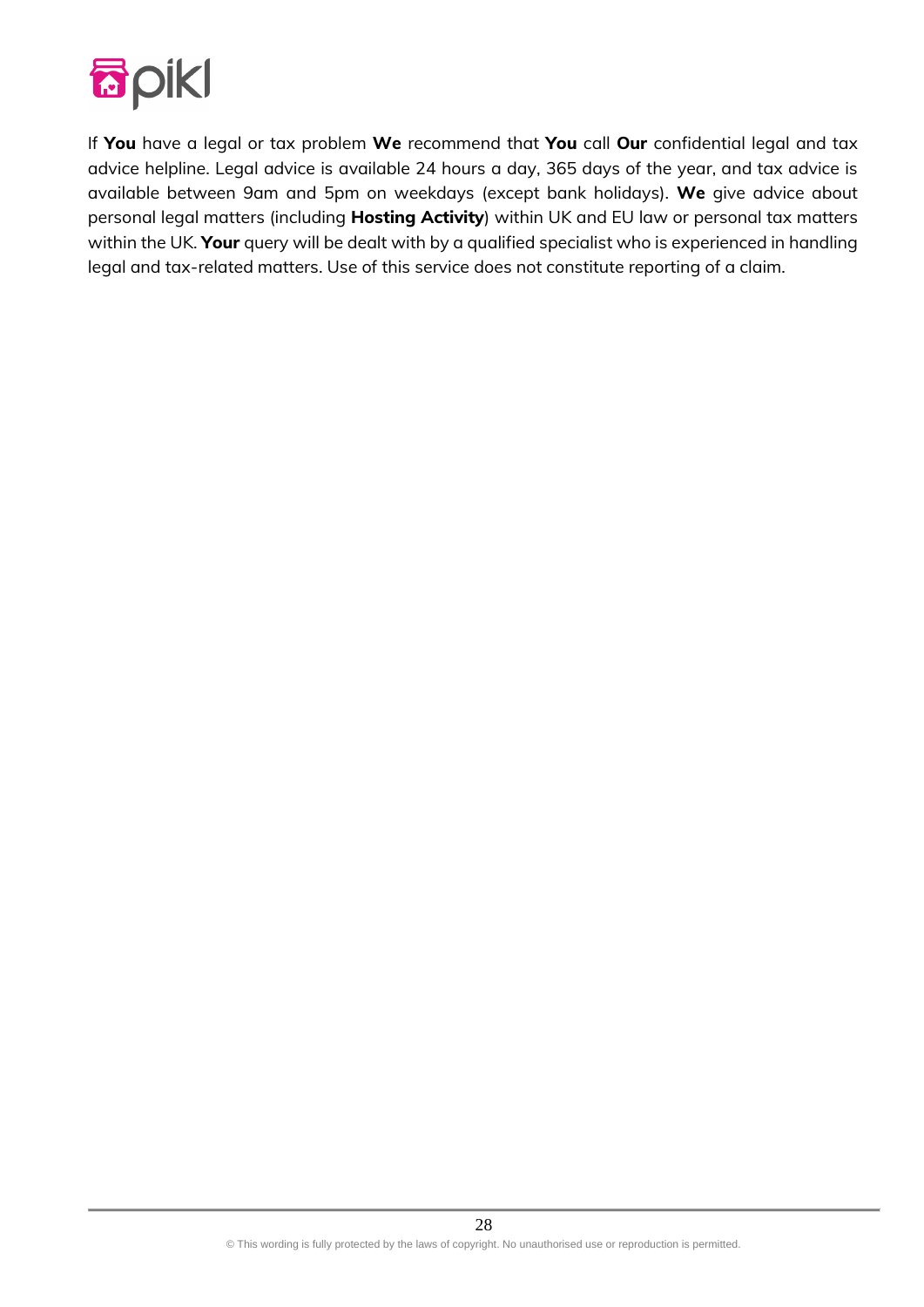If **You** have a legal or tax problem **We** recommend that **You** call **Our** confidential legal and tax advice helpline. Legal advice is available 24 hours a day, 365 days of the year, and tax advice is available between 9am and 5pm on weekdays (except bank holidays). **We** give advice about personal legal matters (including **Hosting Activity**) within UK and EU law or personal tax matters within the UK. **Your** query will be dealt with by a qualified specialist who is experienced in handling legal and tax-related matters. Use of this service does not constitute reporting of a claim.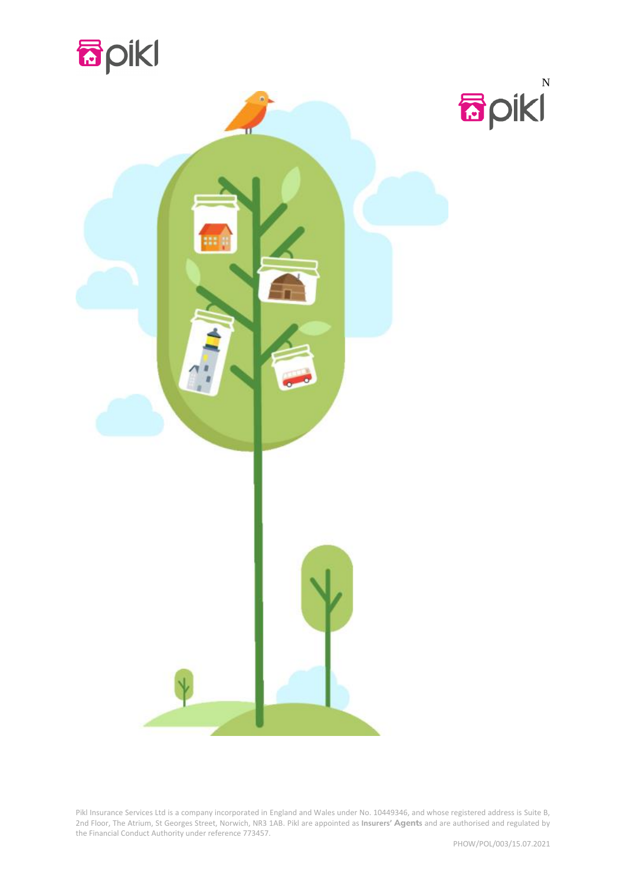Pikl Insurance Services Ltd is a company incorporated in England and Wales under No. 10449346, and whose registered address is Suite B, 2nd Floor, The Atrium, St Georges Street, Norwich, NR3 1AB. Pikl are appointed as **Insurers' Agents** and are authorised and regulated by the Financial Conduct Authority under reference 773457.

PHOW/POL/003/15.07.2021